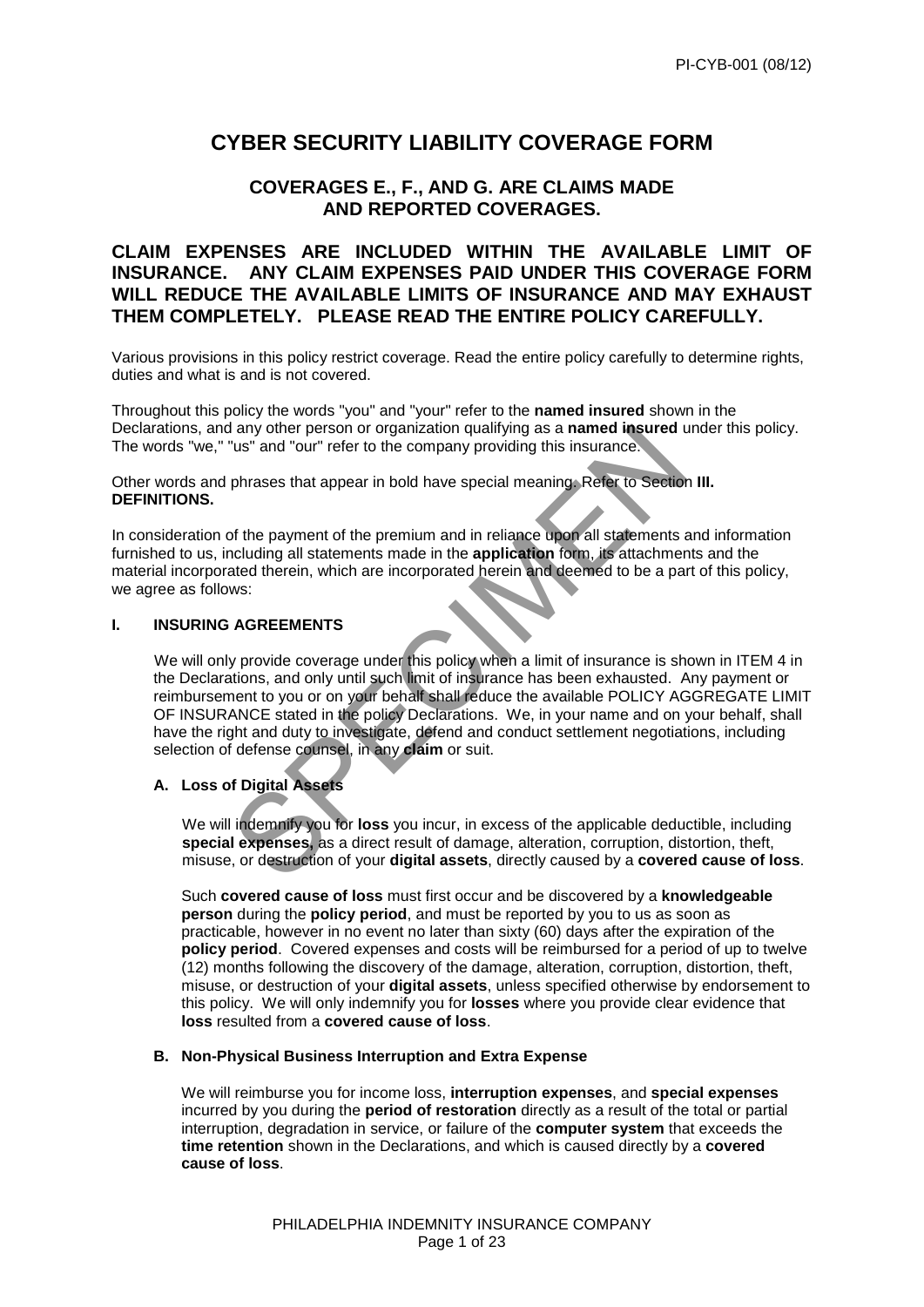# CYBER SECURITY LIABILITY COVERAGE FORM

## COVERAGES E., F., AND G. ARE CLAIMS MADE AND REPORTED COVERAGES.

**CLAIM EXPENSES ARE INCLUDED WITHIN THE AVAILABLE LIMIT OF INSURANCE. ANY CLAIM EXPENSES PAID UNDER THIS COVERAGE FORM WILL REDUCE THE AVAILABLE LIMITS OF INSURANCE AND MAY EXHAUST THEM COMPLETELY. PLEASE READ THE ENTIRE POLICY CAREFULLY.**

Various provisions in this policy restrict coverage. Read the entire policy carefully to determine rights, duties and what is and is not covered.

Throughout this policy the words "you" and "your" refer to the **named insured** shown in the Declarations, and any other person or organization qualifying as a **named insured** under this policy. The words "we," "us" and "our" refer to the company providing this insurance.

Other words and phrases that appear in bold have special meaning. Refer to Section **III. DEFINITIONS.**

In consideration of the payment of the premium and in reliance upon all statements and information furnished to us, including all statements made in the **application** form, its attachments and the material incorporated therein, which are incorporated herein and deemed to be a part of this policy, we agree as follows:

### I. INSURING AGREEMENTS

We will only provide coverage under this policy when a limit of insurance is shown in ITEM 4 in the Declarations, and only until such limit of insurance has been exhausted. Any payment or reimbursement to you or on your behalf shall reduce the available POLICY AGGREGATE LIMIT OF INSURANCE stated in the policy Declarations. We, in your name and on your behalf, shall have the right and duty to investigate, defend and conduct settlement negotiations, including selection of defense counsel, in any **claim** or suit.

#### A. Loss of Digital Assets

We will indemnify you for **loss** you incur, in excess of the applicable deductible, including **special expenses,** as a direct result of damage, alteration, corruption, distortion, theft, misuse, or destruction of your **digital assets**, directly caused by a **covered cause of loss**.

Such **covered cause of loss** must first occur and be discovered by a **knowledgeable person** during the **policy period**, and must be reported by you to us as soon as practicable, however in no event no later than sixty (60) days after the expiration of the **policy period**. Covered expenses and costs will be reimbursed for a period of up to twelve (12) months following the discovery of the damage, alteration, corruption, distortion, theft, misuse, or destruction of your **digital assets**, unless specified otherwise by endorsement to this policy. We will only indemnify you for **losses** where you provide clear evidence that **loss** resulted from a **covered cause of loss**.

#### B. Non-Physical Business Interruption and Extra Expense

We will reimburse you for income loss, **interruption expenses**, and **special expenses** incurred by you during the **period of restoration** directly as a result of the total or partial interruption, degradation in service, or failure of the **computer system** that exceeds the **time retention** shown in the Declarations, and which is caused directly by a **covered cause of loss**.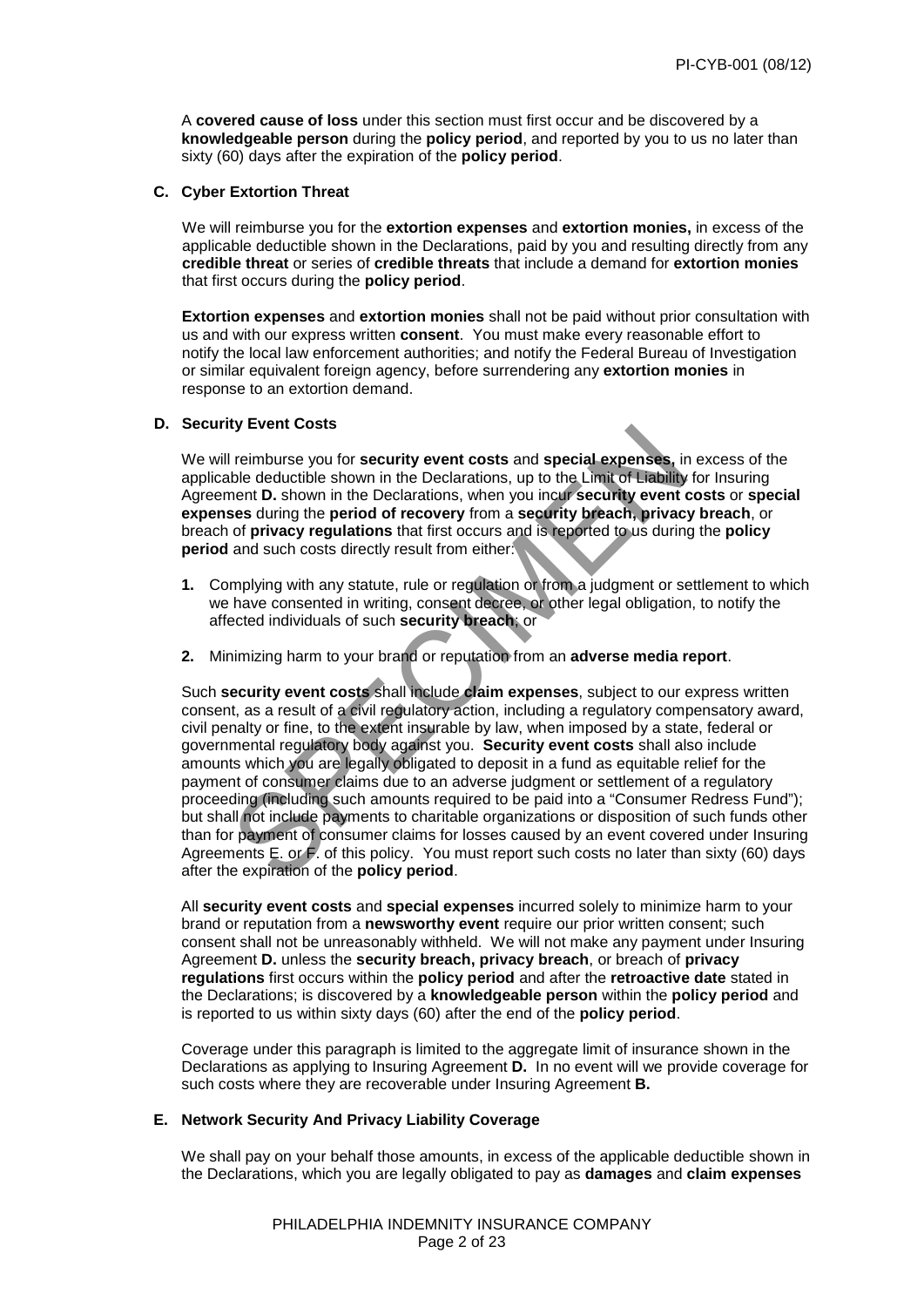A **covered cause of loss** under this section must first occur and be discovered by a **knowledgeable person** during the **policy period**, and reported by you to us no later than sixty (60) days after the expiration of the **policy period**.

**C. Cyber Extortion Threat**

We will reimburse you for the **extortion expenses** and **extortion monies,** in excess of the applicable deductible shown in the Declarations, paid by you and resulting directly from any **credible threat** or series of **credible threats** that include a demand for **extortion monies** that first occurs during the **policy period**.

**Extortion expenses** and **extortion monies** shall not be paid without prior consultation with us and with our express written **consent**. You must make every reasonable effort to notify the local law enforcement authorities; and notify the Federal Bureau of Investigation or similar equivalent foreign agency, before surrendering any **extortion monies** in response to an extortion demand.

**D. Security Event Costs**

We will reimburse you for **security event costs** and **special expenses,** in excess of the applicable deductible shown in the Declarations, up to the Limit of Liability for Insuring Agreement **D.** shown in the Declarations, when you incur **security event costs** or **special expenses** during the **period of recovery** from a **security breach, privacy breach**, or breach of **privacy regulations** that first occurs and is reported to us during the **policy period** and such costs directly result from either:

1. Complying with any statute, rule or regulation or from a judgment or settlement to which we have consented in writing, consent decree, or other legal obligation, to notify the affected individuals of such **security breach**; or
2. Minimizing harm to your brand or reputation from an **adverse media report**.

Such **security event costs** shall include **claim expenses**, subject to our express written consent, as a result of a civil regulatory action, including a regulatory compensatory award, civil penalty or fine, to the extent insurable by law, when imposed by a state, federal or governmental regulatory body against you. **Security event costs** shall also include amounts which you are legally obligated to deposit in a fund as equitable relief for the payment of consumer claims due to an adverse judgment or settlement of a regulatory proceeding (including such amounts required to be paid into a "Consumer Redress Fund"); but shall not include payments to charitable organizations or disposition of such funds other than for payment of consumer claims for losses caused by an event covered under Insuring Agreements E. or F. of this policy. You must report such costs no later than sixty (60) days after the expiration of the **policy period**.

All **security event costs** and **special expenses** incurred solely to minimize harm to your brand or reputation from a **newsworthy event** require our prior written consent; such consent shall not be unreasonably withheld. We will not make any payment under Insuring Agreement **D.** unless the **security breach, privacy breach**, or breach of **privacy regulations** first occurs within the **policy period** and after the **retroactive date** stated in the Declarations; is discovered by a **knowledgeable person** within the **policy period** and is reported to us within sixty days (60) after the end of the **policy period**.

Coverage under this paragraph is limited to the aggregate limit of insurance shown in the Declarations as applying to Insuring Agreement **D.** In no event will we provide coverage for such costs where they are recoverable under Insuring Agreement **B.**

**E. Network Security And Privacy Liability Coverage**

We shall pay on your behalf those amounts, in excess of the applicable deductible shown in the Declarations, which you are legally obligated to pay as **damages** and **claim expenses**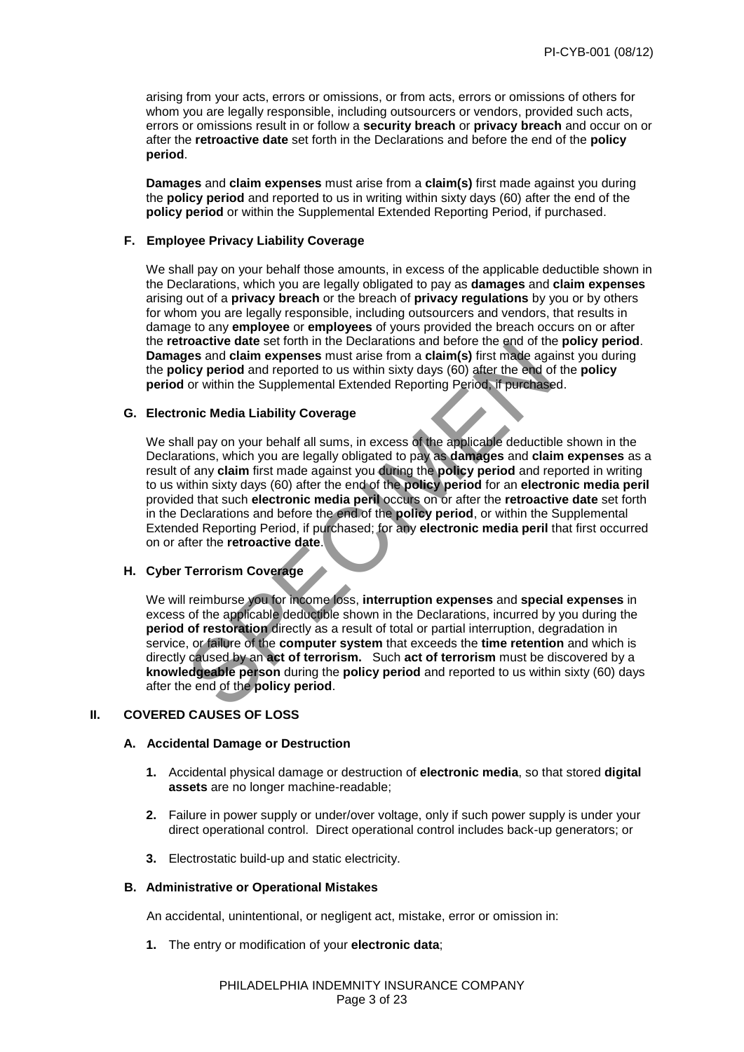arising from your acts, errors or omissions, or from acts, errors or omissions of others for whom you are legally responsible, including outsourcers or vendors, provided such acts, errors or omissions result in or follow a **security breach** or **privacy breach** and occur on or after the **retroactive date** set forth in the Declarations and before the end of the **policy period**.

**Damages** and **claim expenses** must arise from a **claim(s)** first made against you during the **policy period** and reported to us in writing within sixty days (60) after the end of the **policy period** or within the Supplemental Extended Reporting Period, if purchased.

### F. Employee Privacy Liability Coverage

We shall pay on your behalf those amounts, in excess of the applicable deductible shown in the Declarations, which you are legally obligated to pay as **damages** and **claim expenses** arising out of a **privacy breach** or the breach of **privacy regulations** by you or by others for whom you are legally responsible, including outsourcers and vendors, that results in damage to any **employee** or **employees** of yours provided the breach occurs on or after the **retroactive date** set forth in the Declarations and before the end of the **policy period**. **Damages** and **claim expenses** must arise from a **claim(s)** first made against you during the **policy period** and reported to us within sixty days (60) after the end of the **policy period** or within the Supplemental Extended Reporting Period, if purchased.

### G. Electronic Media Liability Coverage

We shall pay on your behalf all sums, in excess of the applicable deductible shown in the Declarations, which you are legally obligated to pay as **damages** and **claim expenses** as a result of any **claim** first made against you during the **policy period** and reported in writing to us within sixty days (60) after the end of the **policy period** for an **electronic media peril** provided that such **electronic media peril** occurs on or after the **retroactive date** set forth in the Declarations and before the end of the **policy period**, or within the Supplemental Extended Reporting Period, if purchased; for any **electronic media peril** that first occurred on or after the **retroactive date**.

### H. Cyber Terrorism Coverage

We will reimburse you for income loss, **interruption expenses** and **special expenses** in excess of the applicable deductible shown in the Declarations, incurred by you during the **period of restoration** directly as a result of total or partial interruption, degradation in service, or failure of the **computer system** that exceeds the **time retention** and which is directly caused by an **act of terrorism.** Such **act of terrorism** must be discovered by a **knowledgeable person** during the **policy period** and reported to us within sixty (60) days after the end of the **policy period**.

## II. COVERED CAUSES OF LOSS

### A. Accidental Damage or Destruction

1. Accidental physical damage or destruction of **electronic media**, so that stored **digital assets** are no longer machine-readable;
2. Failure in power supply or under/over voltage, only if such power supply is under your direct operational control. Direct operational control includes back-up generators; or
3. Electrostatic build-up and static electricity.

### B. Administrative or Operational Mistakes

An accidental, unintentional, or negligent act, mistake, error or omission in:

1. The entry or modification of your **electronic data**;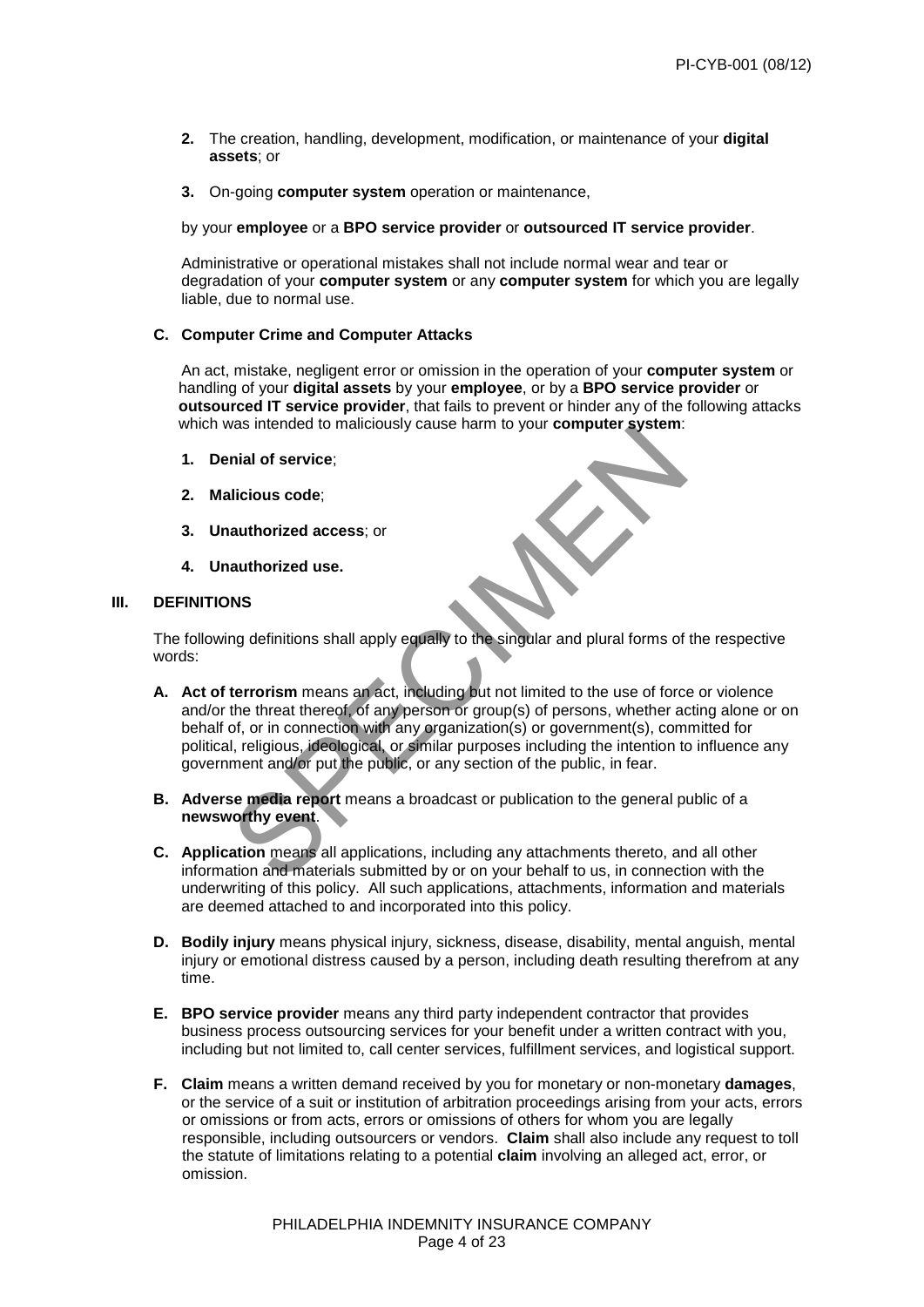2. The creation, handling, development, modification, or maintenance of your **digital assets**; or

3. On-going **computer system** operation or maintenance,

by your **employee** or a **BPO service provider** or **outsourced IT service provider**.

Administrative or operational mistakes shall not include normal wear and tear or degradation of your **computer system** or any **computer system** for which you are legally liable, due to normal use.

**C. Computer Crime and Computer Attacks**

An act, mistake, negligent error or omission in the operation of your **computer system** or handling of your **digital assets** by your **employee**, or by a **BPO service provider** or **outsourced IT service provider**, that fails to prevent or hinder any of the following attacks which was intended to maliciously cause harm to your **computer system**:

1. **Denial of service**;

2. **Malicious code**;

3. **Unauthorized access**; or

4. **Unauthorized use.**

## III. DEFINITIONS

The following definitions shall apply equally to the singular and plural forms of the respective words:

**A. Act of terrorism** means an act, including but not limited to the use of force or violence and/or the threat thereof, of any person or group(s) of persons, whether acting alone or on behalf of, or in connection with any organization(s) or government(s), committed for political, religious, ideological, or similar purposes including the intention to influence any government and/or put the public, or any section of the public, in fear.

**B. Adverse media report** means a broadcast or publication to the general public of a **newsworthy event**.

**C. Application** means all applications, including any attachments thereto, and all other information and materials submitted by or on your behalf to us, in connection with the underwriting of this policy. All such applications, attachments, information and materials are deemed attached to and incorporated into this policy.

**D. Bodily injury** means physical injury, sickness, disease, disability, mental anguish, mental injury or emotional distress caused by a person, including death resulting therefrom at any time.

**E. BPO service provider** means any third party independent contractor that provides business process outsourcing services for your benefit under a written contract with you, including but not limited to, call center services, fulfillment services, and logistical support.

**F. Claim** means a written demand received by you for monetary or non-monetary **damages**, or the service of a suit or institution of arbitration proceedings arising from your acts, errors or omissions or from acts, errors or omissions of others for whom you are legally responsible, including outsourcers or vendors. **Claim** shall also include any request to toll the statute of limitations relating to a potential **claim** involving an alleged act, error, or omission.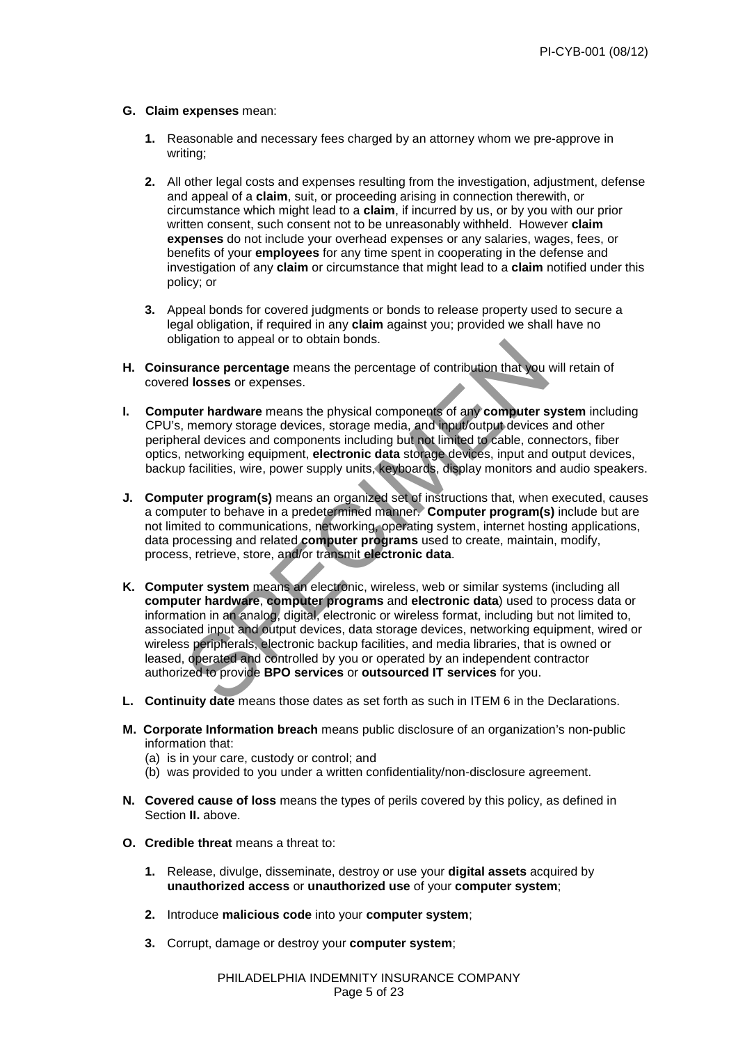**G. Claim expenses** mean:

1. Reasonable and necessary fees charged by an attorney whom we pre-approve in writing;

2. All other legal costs and expenses resulting from the investigation, adjustment, defense and appeal of a **claim**, suit, or proceeding arising in connection therewith, or circumstance which might lead to a **claim**, if incurred by us, or by you with our prior written consent, such consent not to be unreasonably withheld. However **claim expenses** do not include your overhead expenses or any salaries, wages, fees, or benefits of your **employees** for any time spent in cooperating in the defense and investigation of any **claim** or circumstance that might lead to a **claim** notified under this policy; or

3. Appeal bonds for covered judgments or bonds to release property used to secure a legal obligation, if required in any **claim** against you; provided we shall have no obligation to appeal or to obtain bonds.

**H. Coinsurance percentage** means the percentage of contribution that you will retain of covered **losses** or expenses.

**I. Computer hardware** means the physical components of any **computer system** including CPU's, memory storage devices, storage media, and input/output devices and other peripheral devices and components including but not limited to cable, connectors, fiber optics, networking equipment, **electronic data** storage devices, input and output devices, backup facilities, wire, power supply units, keyboards, display monitors and audio speakers.

**J. Computer program(s)** means an organized set of instructions that, when executed, causes a computer to behave in a predetermined manner. **Computer program(s)** include but are not limited to communications, networking, operating system, internet hosting applications, data processing and related **computer programs** used to create, maintain, modify, process, retrieve, store, and/or transmit **electronic data**.

**K. Computer system** means an electronic, wireless, web or similar systems (including all **computer hardware**, **computer programs** and **electronic data**) used to process data or information in an analog, digital, electronic or wireless format, including but not limited to, associated input and output devices, data storage devices, networking equipment, wired or wireless peripherals, electronic backup facilities, and media libraries, that is owned or leased, operated and controlled by you or operated by an independent contractor authorized to provide **BPO services** or **outsourced IT services** for you.

**L. Continuity date** means those dates as set forth as such in ITEM 6 in the Declarations.

**M. Corporate Information breach** means public disclosure of an organization's non-public information that:

(a) is in your care, custody or control; and
(b) was provided to you under a written confidentiality/non-disclosure agreement.

**N. Covered cause of loss** means the types of perils covered by this policy, as defined in Section **II.** above.

**O. Credible threat** means a threat to:

1. Release, divulge, disseminate, destroy or use your **digital assets** acquired by **unauthorized access** or **unauthorized use** of your **computer system**;

2. Introduce **malicious code** into your **computer system**;

3. Corrupt, damage or destroy your **computer system**;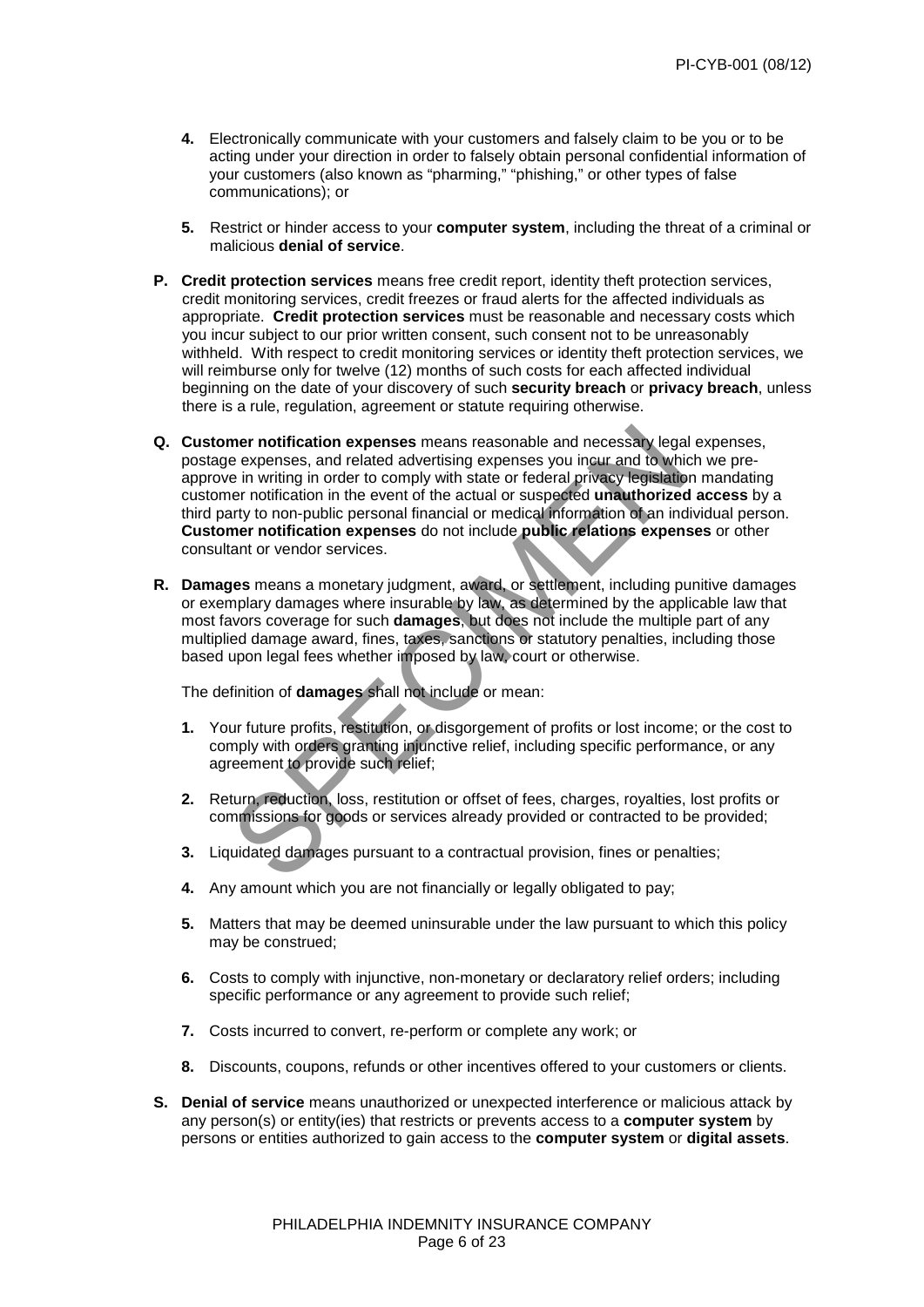4. Electronically communicate with your customers and falsely claim to be you or to be acting under your direction in order to falsely obtain personal confidential information of your customers (also known as "pharming," "phishing," or other types of false communications); or

5. Restrict or hinder access to your **computer system**, including the threat of a criminal or malicious **denial of service**.

**P. Credit protection services** means free credit report, identity theft protection services, credit monitoring services, credit freezes or fraud alerts for the affected individuals as appropriate. **Credit protection services** must be reasonable and necessary costs which you incur subject to our prior written consent, such consent not to be unreasonably withheld. With respect to credit monitoring services or identity theft protection services, we will reimburse only for twelve (12) months of such costs for each affected individual beginning on the date of your discovery of such **security breach** or **privacy breach**, unless there is a rule, regulation, agreement or statute requiring otherwise.

**Q. Customer notification expenses** means reasonable and necessary legal expenses, postage expenses, and related advertising expenses you incur and to which we pre-approve in writing in order to comply with state or federal privacy legislation mandating customer notification in the event of the actual or suspected **unauthorized access** by a third party to non-public personal financial or medical information of an individual person. **Customer notification expenses** do not include **public relations expenses** or other consultant or vendor services.

**R. Damages** means a monetary judgment, award, or settlement, including punitive damages or exemplary damages where insurable by law, as determined by the applicable law that most favors coverage for such **damages**, but does not include the multiple part of any multiplied damage award, fines, taxes, sanctions or statutory penalties, including those based upon legal fees whether imposed by law, court or otherwise.

The definition of **damages** shall not include or mean:

1. Your future profits, restitution, or disgorgement of profits or lost income; or the cost to comply with orders granting injunctive relief, including specific performance, or any agreement to provide such relief;

2. Return, reduction, loss, restitution or offset of fees, charges, royalties, lost profits or commissions for goods or services already provided or contracted to be provided;

3. Liquidated damages pursuant to a contractual provision, fines or penalties;

4. Any amount which you are not financially or legally obligated to pay;

5. Matters that may be deemed uninsurable under the law pursuant to which this policy may be construed;

6. Costs to comply with injunctive, non-monetary or declaratory relief orders; including specific performance or any agreement to provide such relief;

7. Costs incurred to convert, re-perform or complete any work; or

8. Discounts, coupons, refunds or other incentives offered to your customers or clients.

**S. Denial of service** means unauthorized or unexpected interference or malicious attack by any person(s) or entity(ies) that restricts or prevents access to a **computer system** by persons or entities authorized to gain access to the **computer system** or **digital assets**.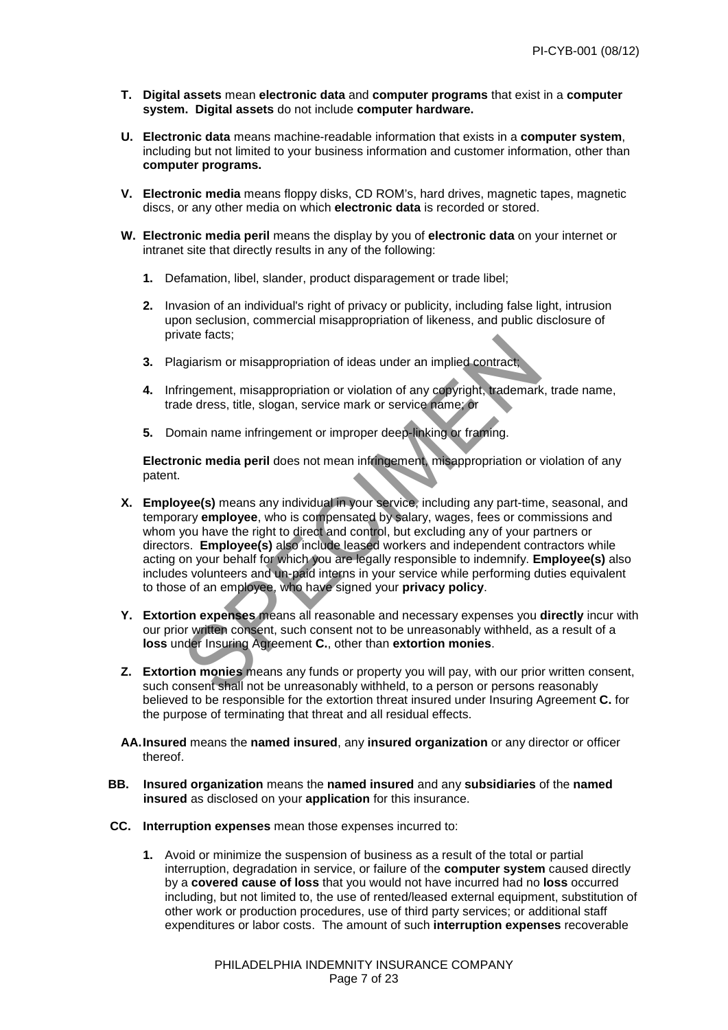**T. Digital assets** mean **electronic data** and **computer programs** that exist in a **computer system. Digital assets** do not include **computer hardware.**

**U. Electronic data** means machine-readable information that exists in a **computer system**, including but not limited to your business information and customer information, other than **computer programs.**

**V. Electronic media** means floppy disks, CD ROM's, hard drives, magnetic tapes, magnetic discs, or any other media on which **electronic data** is recorded or stored.

**W. Electronic media peril** means the display by you of **electronic data** on your internet or intranet site that directly results in any of the following:

1. Defamation, libel, slander, product disparagement or trade libel;
2. Invasion of an individual's right of privacy or publicity, including false light, intrusion upon seclusion, commercial misappropriation of likeness, and public disclosure of private facts;
3. Plagiarism or misappropriation of ideas under an implied contract;
4. Infringement, misappropriation or violation of any copyright, trademark, trade name, trade dress, title, slogan, service mark or service name; or
5. Domain name infringement or improper deep-linking or framing.

**Electronic media peril** does not mean infringement, misappropriation or violation of any patent.

**X. Employee(s)** means any individual in your service, including any part-time, seasonal, and temporary **employee**, who is compensated by salary, wages, fees or commissions and whom you have the right to direct and control, but excluding any of your partners or directors. **Employee(s)** also include leased workers and independent contractors while acting on your behalf for which you are legally responsible to indemnify. **Employee(s)** also includes volunteers and un-paid interns in your service while performing duties equivalent to those of an employee, who have signed your **privacy policy**.

**Y. Extortion expenses** means all reasonable and necessary expenses you **directly** incur with our prior written consent, such consent not to be unreasonably withheld, as a result of a **loss** under Insuring Agreement **C.**, other than **extortion monies**.

**Z. Extortion monies** means any funds or property you will pay, with our prior written consent, such consent shall not be unreasonably withheld, to a person or persons reasonably believed to be responsible for the extortion threat insured under Insuring Agreement **C.** for the purpose of terminating that threat and all residual effects.

**AA. Insured** means the **named insured**, any **insured organization** or any director or officer thereof.

**BB. Insured organization** means the **named insured** and any **subsidiaries** of the **named insured** as disclosed on your **application** for this insurance.

**CC. Interruption expenses** mean those expenses incurred to:

1. Avoid or minimize the suspension of business as a result of the total or partial interruption, degradation in service, or failure of the **computer system** caused directly by a **covered cause of loss** that you would not have incurred had no **loss** occurred including, but not limited to, the use of rented/leased external equipment, substitution of other work or production procedures, use of third party services; or additional staff expenditures or labor costs. The amount of such **interruption expenses** recoverable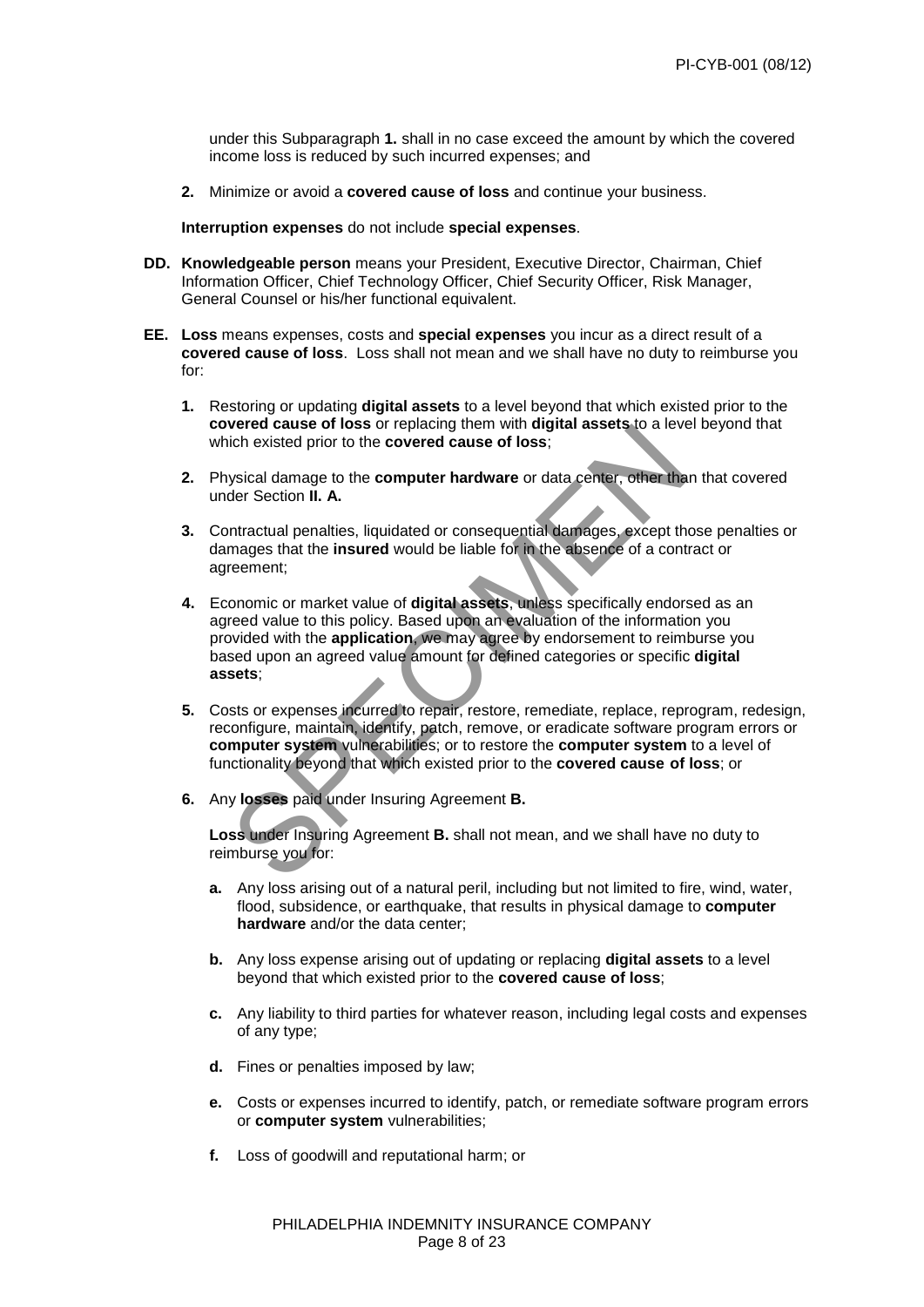under this Subparagraph **1.** shall in no case exceed the amount by which the covered income loss is reduced by such incurred expenses; and

**2.** Minimize or avoid a **covered cause of loss** and continue your business.

**Interruption expenses** do not include **special expenses**.

**DD. Knowledgeable person** means your President, Executive Director, Chairman, Chief Information Officer, Chief Technology Officer, Chief Security Officer, Risk Manager, General Counsel or his/her functional equivalent.

**EE. Loss** means expenses, costs and **special expenses** you incur as a direct result of a **covered cause of loss**. Loss shall not mean and we shall have no duty to reimburse you for:

**1.** Restoring or updating **digital assets** to a level beyond that which existed prior to the **covered cause of loss** or replacing them with **digital assets** to a level beyond that which existed prior to the **covered cause of loss**;

**2.** Physical damage to the **computer hardware** or data center, other than that covered under Section **II. A.**

**3.** Contractual penalties, liquidated or consequential damages, except those penalties or damages that the **insured** would be liable for in the absence of a contract or agreement;

**4.** Economic or market value of **digital assets**, unless specifically endorsed as an agreed value to this policy. Based upon an evaluation of the information you provided with the **application**, we may agree by endorsement to reimburse you based upon an agreed value amount for defined categories or specific **digital assets**;

**5.** Costs or expenses incurred to repair, restore, remediate, replace, reprogram, redesign, reconfigure, maintain, identify, patch, remove, or eradicate software program errors or **computer system** vulnerabilities; or to restore the **computer system** to a level of functionality beyond that which existed prior to the **covered cause of loss**; or

**6.** Any **losses** paid under Insuring Agreement **B.**

**Loss** under Insuring Agreement **B.** shall not mean, and we shall have no duty to reimburse you for:

**a.** Any loss arising out of a natural peril, including but not limited to fire, wind, water, flood, subsidence, or earthquake, that results in physical damage to **computer hardware** and/or the data center;

**b.** Any loss expense arising out of updating or replacing **digital assets** to a level beyond that which existed prior to the **covered cause of loss**;

**c.** Any liability to third parties for whatever reason, including legal costs and expenses of any type;

**d.** Fines or penalties imposed by law;

**e.** Costs or expenses incurred to identify, patch, or remediate software program errors or **computer system** vulnerabilities;

**f.** Loss of goodwill and reputational harm; or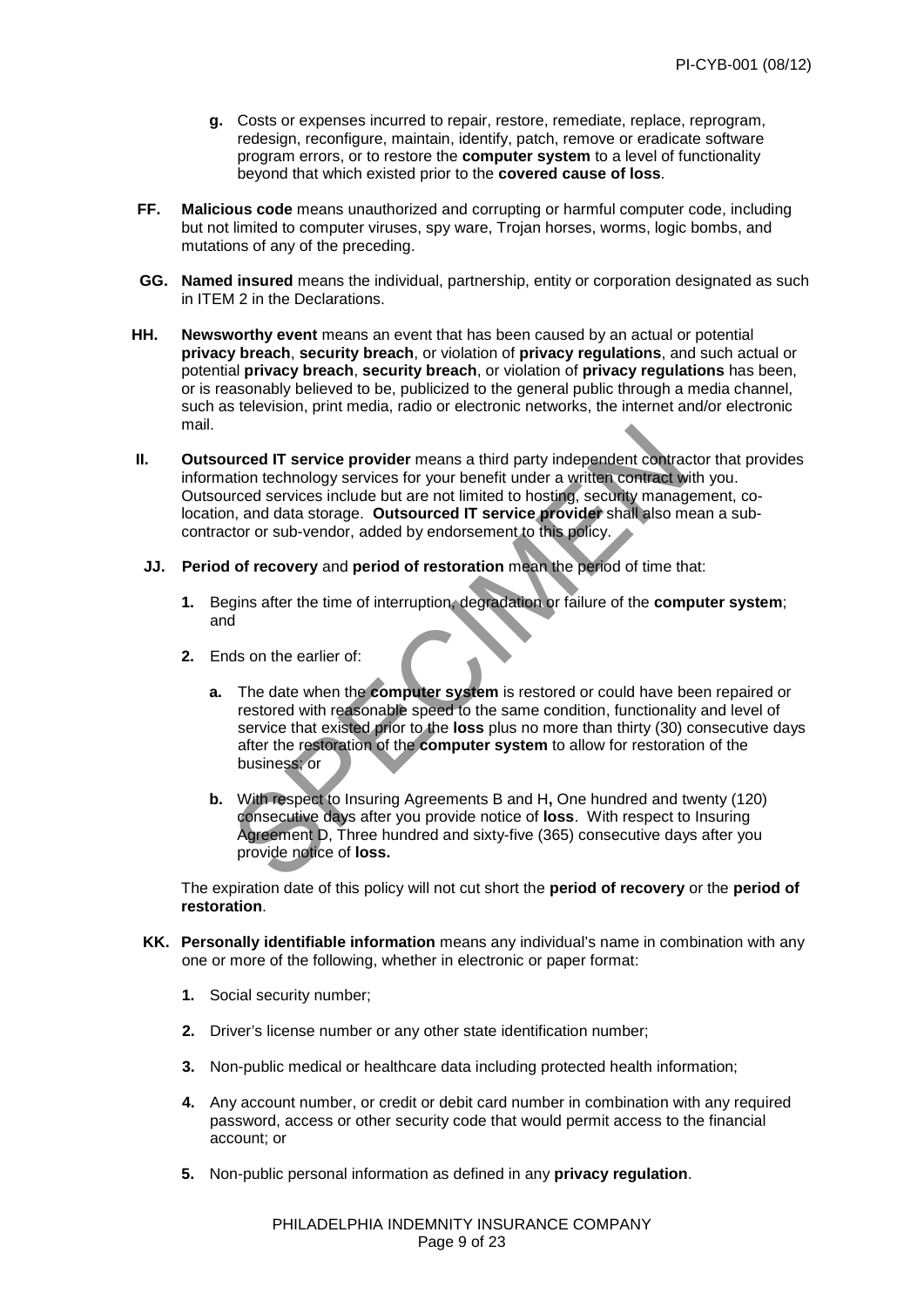**g.** Costs or expenses incurred to repair, restore, remediate, replace, reprogram, redesign, reconfigure, maintain, identify, patch, remove or eradicate software program errors, or to restore the **computer system** to a level of functionality beyond that which existed prior to the **covered cause of loss**.

**FF.** **Malicious code** means unauthorized and corrupting or harmful computer code, including but not limited to computer viruses, spy ware, Trojan horses, worms, logic bombs, and mutations of any of the preceding.

**GG.** **Named insured** means the individual, partnership, entity or corporation designated as such in ITEM 2 in the Declarations.

**HH.** **Newsworthy event** means an event that has been caused by an actual or potential **privacy breach**, **security breach**, or violation of **privacy regulations**, and such actual or potential **privacy breach**, **security breach**, or violation of **privacy regulations** has been, or is reasonably believed to be, publicized to the general public through a media channel, such as television, print media, radio or electronic networks, the internet and/or electronic mail.

**II.** **Outsourced IT service provider** means a third party independent contractor that provides information technology services for your benefit under a written contract with you. Outsourced services include but are not limited to hosting, security management, co-location, and data storage. **Outsourced IT service provider** shall also mean a sub-contractor or sub-vendor, added by endorsement to this policy.

**JJ.** **Period of recovery** and **period of restoration** mean the period of time that:

**1.** Begins after the time of interruption, degradation or failure of the **computer system**; and

**2.** Ends on the earlier of:

**a.** The date when the **computer system** is restored or could have been repaired or restored with reasonable speed to the same condition, functionality and level of service that existed prior to the **loss** plus no more than thirty (30) consecutive days after the restoration of the **computer system** to allow for restoration of the business; or

**b.** With respect to Insuring Agreements B and H**,** One hundred and twenty (120) consecutive days after you provide notice of **loss**. With respect to Insuring Agreement D, Three hundred and sixty-five (365) consecutive days after you provide notice of **loss.**

The expiration date of this policy will not cut short the **period of recovery** or the **period of restoration**.

**KK.** **Personally identifiable information** means any individual's name in combination with any one or more of the following, whether in electronic or paper format:

**1.** Social security number;

**2.** Driver's license number or any other state identification number;

**3.** Non-public medical or healthcare data including protected health information;

**4.** Any account number, or credit or debit card number in combination with any required password, access or other security code that would permit access to the financial account; or

**5.** Non-public personal information as defined in any **privacy regulation**.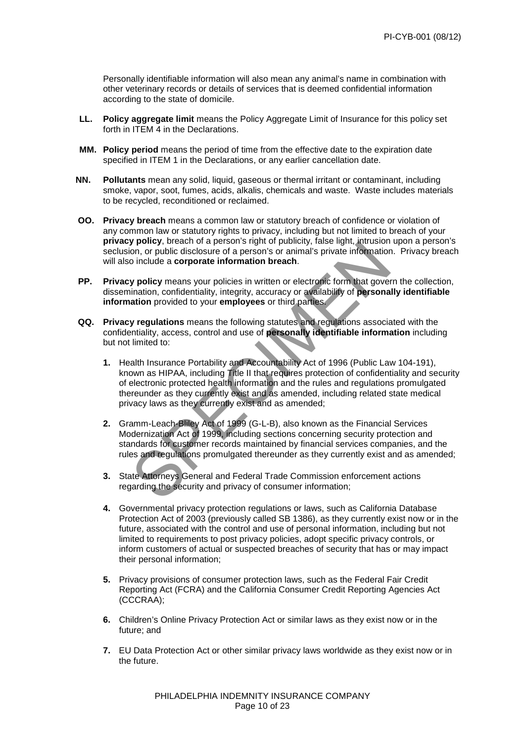Personally identifiable information will also mean any animal's name in combination with other veterinary records or details of services that is deemed confidential information according to the state of domicile.

**LL.** **Policy aggregate limit** means the Policy Aggregate Limit of Insurance for this policy set forth in ITEM 4 in the Declarations.

**MM.** **Policy period** means the period of time from the effective date to the expiration date specified in ITEM 1 in the Declarations, or any earlier cancellation date.

**NN.** **Pollutants** mean any solid, liquid, gaseous or thermal irritant or contaminant, including smoke, vapor, soot, fumes, acids, alkalis, chemicals and waste. Waste includes materials to be recycled, reconditioned or reclaimed.

**OO.** **Privacy breach** means a common law or statutory breach of confidence or violation of any common law or statutory rights to privacy, including but not limited to breach of your **privacy policy**, breach of a person's right of publicity, false light, intrusion upon a person's seclusion, or public disclosure of a person's or animal's private information. Privacy breach will also include a **corporate information breach**.

**PP.** **Privacy policy** means your policies in written or electronic form that govern the collection, dissemination, confidentiality, integrity, accuracy or availability of **personally identifiable information** provided to your **employees** or third parties.

**QQ.** **Privacy regulations** means the following statutes and regulations associated with the confidentiality, access, control and use of **personally identifiable information** including but not limited to:

1. Health Insurance Portability and Accountability Act of 1996 (Public Law 104-191), known as HIPAA, including Title II that requires protection of confidentiality and security of electronic protected health information and the rules and regulations promulgated thereunder as they currently exist and as amended, including related state medical privacy laws as they currently exist and as amended;

2. Gramm-Leach-Bliley Act of 1999 (G-L-B), also known as the Financial Services Modernization Act of 1999, including sections concerning security protection and standards for customer records maintained by financial services companies, and the rules and regulations promulgated thereunder as they currently exist and as amended;

3. State Attorneys General and Federal Trade Commission enforcement actions regarding the security and privacy of consumer information;

4. Governmental privacy protection regulations or laws, such as California Database Protection Act of 2003 (previously called SB 1386), as they currently exist now or in the future, associated with the control and use of personal information, including but not limited to requirements to post privacy policies, adopt specific privacy controls, or inform customers of actual or suspected breaches of security that has or may impact their personal information;

5. Privacy provisions of consumer protection laws, such as the Federal Fair Credit Reporting Act (FCRA) and the California Consumer Credit Reporting Agencies Act (CCCRAA);

6. Children's Online Privacy Protection Act or similar laws as they exist now or in the future; and

7. EU Data Protection Act or other similar privacy laws worldwide as they exist now or in the future.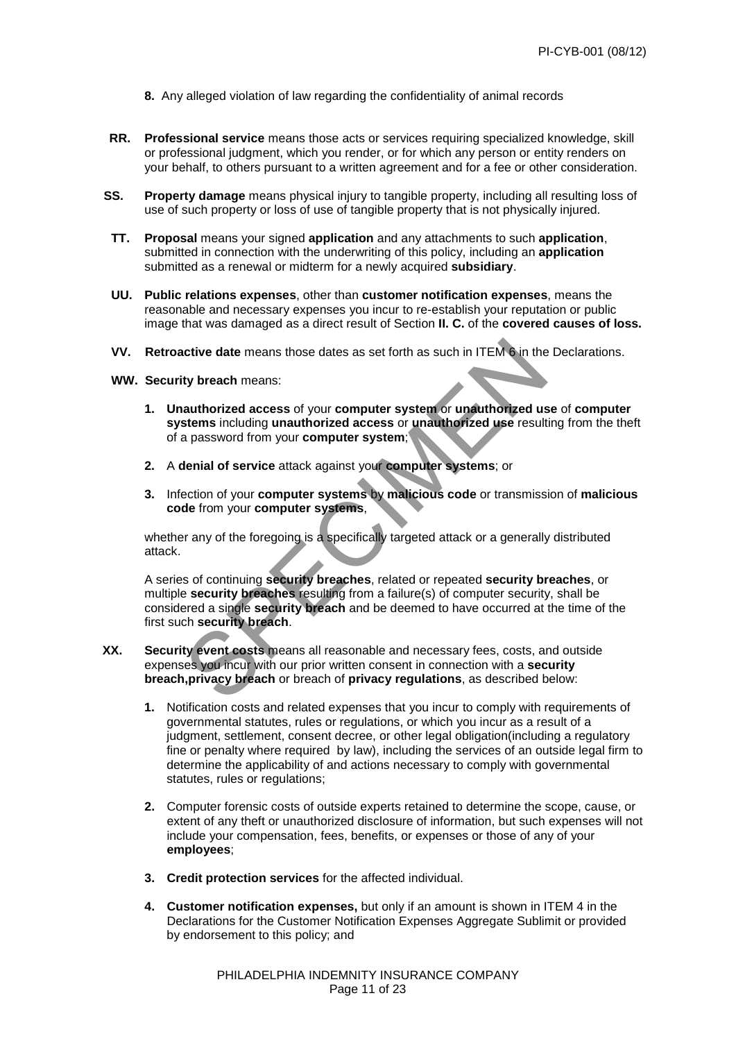8. Any alleged violation of law regarding the confidentiality of animal records

**RR.** **Professional service** means those acts or services requiring specialized knowledge, skill or professional judgment, which you render, or for which any person or entity renders on your behalf, to others pursuant to a written agreement and for a fee or other consideration.

**SS.** **Property damage** means physical injury to tangible property, including all resulting loss of use of such property or loss of use of tangible property that is not physically injured.

**TT.** **Proposal** means your signed **application** and any attachments to such **application**, submitted in connection with the underwriting of this policy, including an **application** submitted as a renewal or midterm for a newly acquired **subsidiary**.

**UU.** **Public relations expenses**, other than **customer notification expenses**, means the reasonable and necessary expenses you incur to re-establish your reputation or public image that was damaged as a direct result of Section **II. C.** of the **covered causes of loss.**

**VV.** **Retroactive date** means those dates as set forth as such in ITEM 6 in the Declarations.

**WW.** **Security breach** means:

1. **Unauthorized access** of your **computer system** or **unauthorized use** of **computer systems** including **unauthorized access** or **unauthorized use** resulting from the theft of a password from your **computer system**;

2. A **denial of service** attack against your **computer systems**; or

3. Infection of your **computer systems** by **malicious code** or transmission of **malicious code** from your **computer systems**,

whether any of the foregoing is a specifically targeted attack or a generally distributed attack.

A series of continuing **security breaches**, related or repeated **security breaches**, or multiple **security breaches** resulting from a failure(s) of computer security, shall be considered a single **security breach** and be deemed to have occurred at the time of the first such **security breach**.

**XX.** **Security event costs** means all reasonable and necessary fees, costs, and outside expenses you incur with our prior written consent in connection with a **security breach,privacy breach** or breach of **privacy regulations**, as described below:

1. Notification costs and related expenses that you incur to comply with requirements of governmental statutes, rules or regulations, or which you incur as a result of a judgment, settlement, consent decree, or other legal obligation(including a regulatory fine or penalty where required by law), including the services of an outside legal firm to determine the applicability of and actions necessary to comply with governmental statutes, rules or regulations;

2. Computer forensic costs of outside experts retained to determine the scope, cause, or extent of any theft or unauthorized disclosure of information, but such expenses will not include your compensation, fees, benefits, or expenses or those of any of your **employees**;

3. **Credit protection services** for the affected individual.

4. **Customer notification expenses,** but only if an amount is shown in ITEM 4 in the Declarations for the Customer Notification Expenses Aggregate Sublimit or provided by endorsement to this policy; and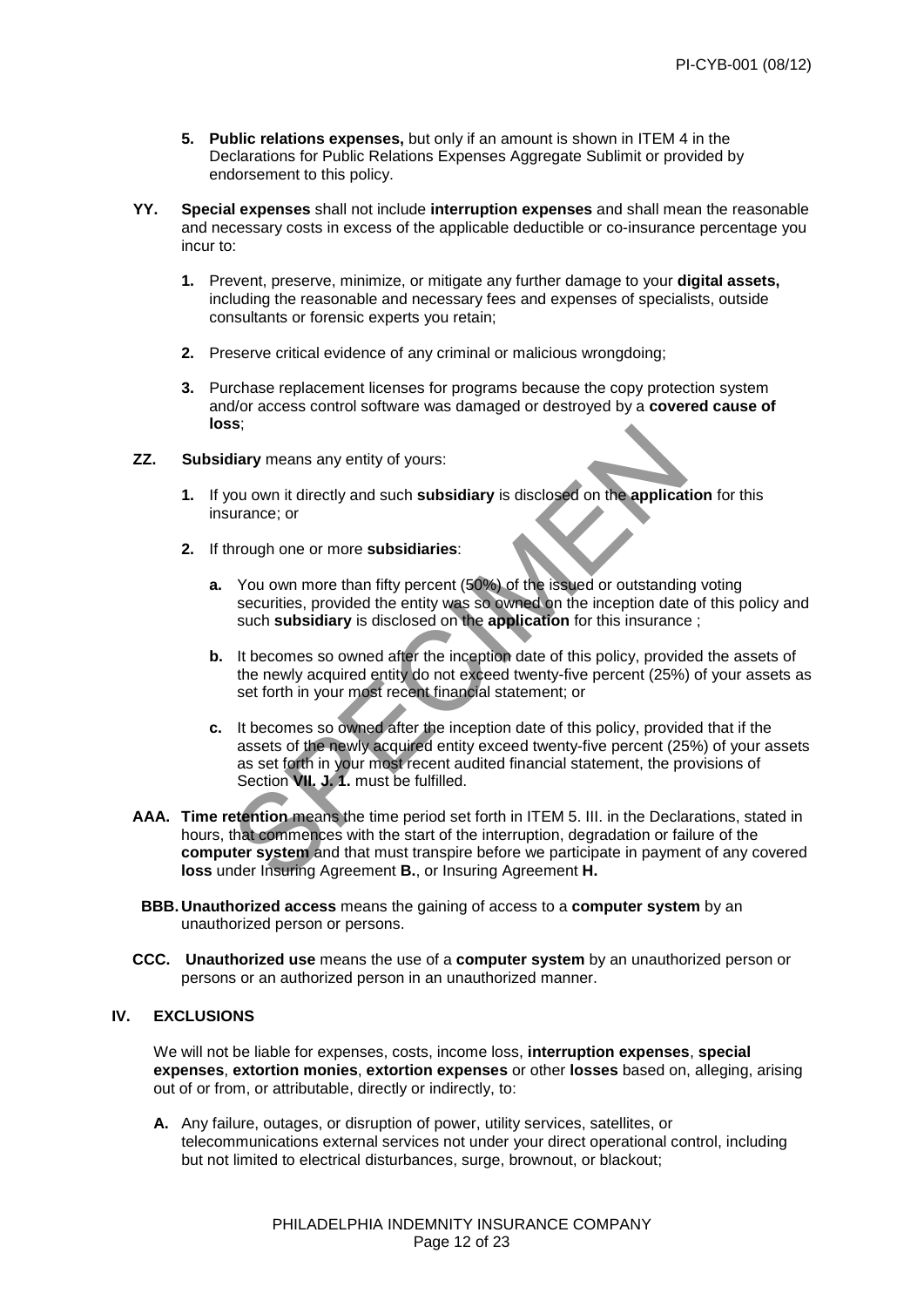5. **Public relations expenses,** but only if an amount is shown in ITEM 4 in the Declarations for Public Relations Expenses Aggregate Sublimit or provided by endorsement to this policy.

**YY.** **Special expenses** shall not include **interruption expenses** and shall mean the reasonable and necessary costs in excess of the applicable deductible or co-insurance percentage you incur to:

1. Prevent, preserve, minimize, or mitigate any further damage to your **digital assets,** including the reasonable and necessary fees and expenses of specialists, outside consultants or forensic experts you retain;

2. Preserve critical evidence of any criminal or malicious wrongdoing;

3. Purchase replacement licenses for programs because the copy protection system and/or access control software was damaged or destroyed by a **covered cause of loss**;

**ZZ.** **Subsidiary** means any entity of yours:

1. If you own it directly and such **subsidiary** is disclosed on the **application** for this insurance; or

2. If through one or more **subsidiaries**:

   a. You own more than fifty percent (50%) of the issued or outstanding voting securities, provided the entity was so owned on the inception date of this policy and such **subsidiary** is disclosed on the **application** for this insurance ;

   b. It becomes so owned after the inception date of this policy, provided the assets of the newly acquired entity do not exceed twenty-five percent (25%) of your assets as set forth in your most recent financial statement; or

   c. It becomes so owned after the inception date of this policy, provided that if the assets of the newly acquired entity exceed twenty-five percent (25%) of your assets as set forth in your most recent audited financial statement, the provisions of Section **VII. J. 1.** must be fulfilled.

**AAA.** **Time retention** means the time period set forth in ITEM 5. III. in the Declarations, stated in hours, that commences with the start of the interruption, degradation or failure of the **computer system** and that must transpire before we participate in payment of any covered **loss** under Insuring Agreement **B.**, or Insuring Agreement **H.**

**BBB.** **Unauthorized access** means the gaining of access to a **computer system** by an unauthorized person or persons.

**CCC.** **Unauthorized use** means the use of a **computer system** by an unauthorized person or persons or an authorized person in an unauthorized manner.

## IV. EXCLUSIONS

We will not be liable for expenses, costs, income loss, **interruption expenses**, **special expenses**, **extortion monies**, **extortion expenses** or other **losses** based on, alleging, arising out of or from, or attributable, directly or indirectly, to:

A. Any failure, outages, or disruption of power, utility services, satellites, or telecommunications external services not under your direct operational control, including but not limited to electrical disturbances, surge, brownout, or blackout;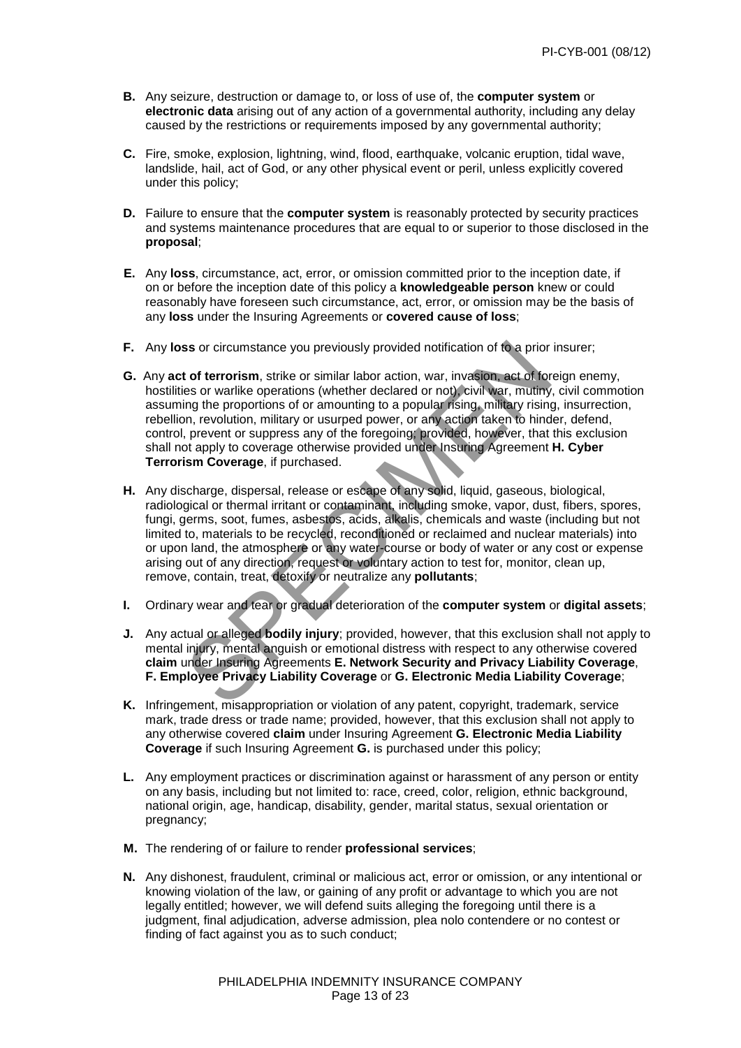**B.** Any seizure, destruction or damage to, or loss of use of, the **computer system** or **electronic data** arising out of any action of a governmental authority, including any delay caused by the restrictions or requirements imposed by any governmental authority;

**C.** Fire, smoke, explosion, lightning, wind, flood, earthquake, volcanic eruption, tidal wave, landslide, hail, act of God, or any other physical event or peril, unless explicitly covered under this policy;

**D.** Failure to ensure that the **computer system** is reasonably protected by security practices and systems maintenance procedures that are equal to or superior to those disclosed in the **proposal**;

**E.** Any **loss**, circumstance, act, error, or omission committed prior to the inception date, if on or before the inception date of this policy a **knowledgeable person** knew or could reasonably have foreseen such circumstance, act, error, or omission may be the basis of any **loss** under the Insuring Agreements or **covered cause of loss**;

**F.** Any **loss** or circumstance you previously provided notification of to a prior insurer;

**G.** Any **act of terrorism**, strike or similar labor action, war, invasion, act of foreign enemy, hostilities or warlike operations (whether declared or not), civil war, mutiny, civil commotion assuming the proportions of or amounting to a popular rising, military rising, insurrection, rebellion, revolution, military or usurped power, or any action taken to hinder, defend, control, prevent or suppress any of the foregoing; provided, however, that this exclusion shall not apply to coverage otherwise provided under Insuring Agreement **H. Cyber Terrorism Coverage**, if purchased.

**H.** Any discharge, dispersal, release or escape of any solid, liquid, gaseous, biological, radiological or thermal irritant or contaminant, including smoke, vapor, dust, fibers, spores, fungi, germs, soot, fumes, asbestos, acids, alkalis, chemicals and waste (including but not limited to, materials to be recycled, reconditioned or reclaimed and nuclear materials) into or upon land, the atmosphere or any water-course or body of water or any cost or expense arising out of any direction, request or voluntary action to test for, monitor, clean up, remove, contain, treat, detoxify or neutralize any **pollutants**;

**I.** Ordinary wear and tear or gradual deterioration of the **computer system** or **digital assets**;

**J.** Any actual or alleged **bodily injury**; provided, however, that this exclusion shall not apply to mental injury, mental anguish or emotional distress with respect to any otherwise covered **claim** under Insuring Agreements **E. Network Security and Privacy Liability Coverage**, **F. Employee Privacy Liability Coverage** or **G. Electronic Media Liability Coverage**;

**K.** Infringement, misappropriation or violation of any patent, copyright, trademark, service mark, trade dress or trade name; provided, however, that this exclusion shall not apply to any otherwise covered **claim** under Insuring Agreement **G. Electronic Media Liability Coverage** if such Insuring Agreement **G.** is purchased under this policy;

**L.** Any employment practices or discrimination against or harassment of any person or entity on any basis, including but not limited to: race, creed, color, religion, ethnic background, national origin, age, handicap, disability, gender, marital status, sexual orientation or pregnancy;

**M.** The rendering of or failure to render **professional services**;

**N.** Any dishonest, fraudulent, criminal or malicious act, error or omission, or any intentional or knowing violation of the law, or gaining of any profit or advantage to which you are not legally entitled; however, we will defend suits alleging the foregoing until there is a judgment, final adjudication, adverse admission, plea nolo contendere or no contest or finding of fact against you as to such conduct;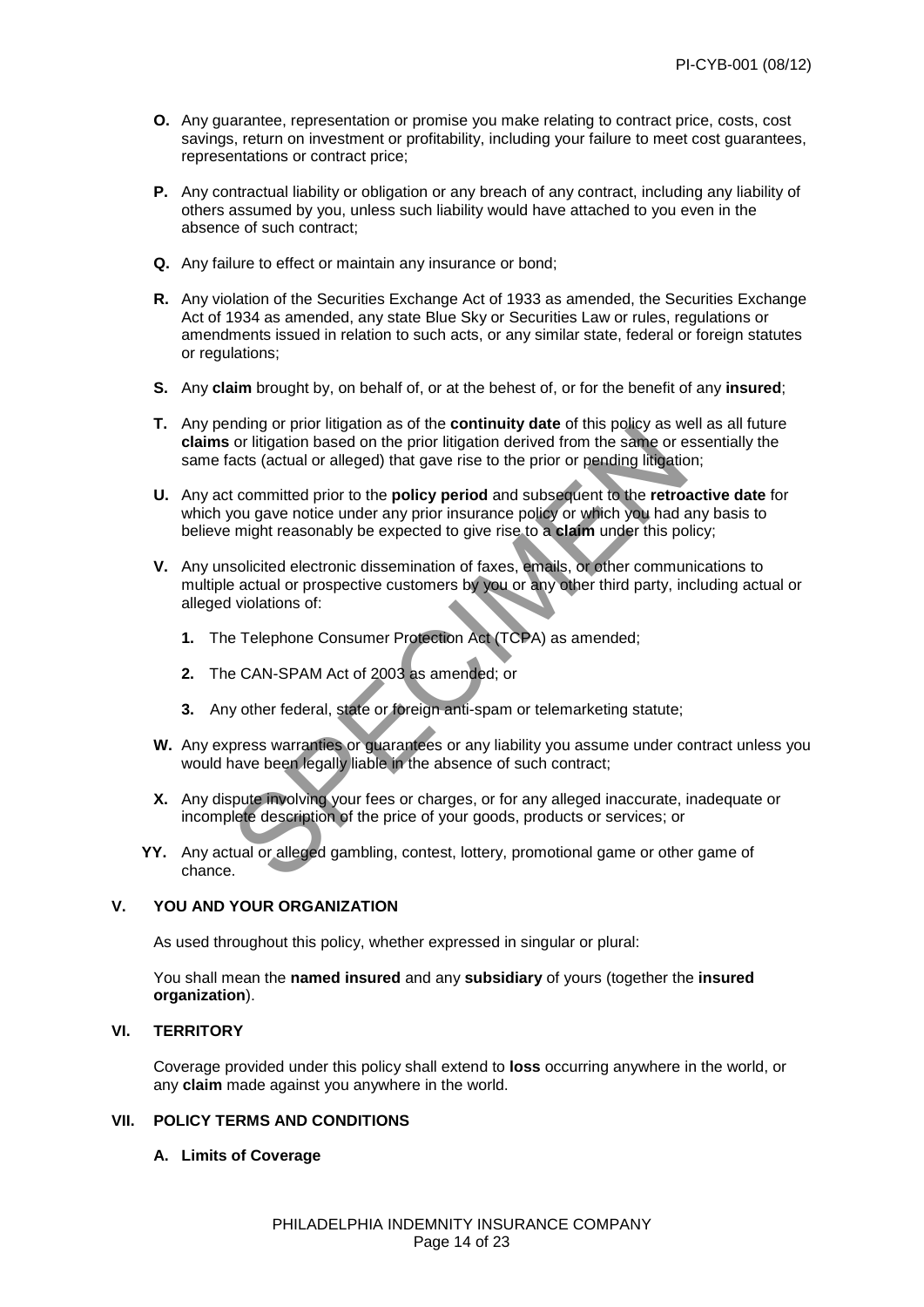**O.** Any guarantee, representation or promise you make relating to contract price, costs, cost savings, return on investment or profitability, including your failure to meet cost guarantees, representations or contract price;

**P.** Any contractual liability or obligation or any breach of any contract, including any liability of others assumed by you, unless such liability would have attached to you even in the absence of such contract;

**Q.** Any failure to effect or maintain any insurance or bond;

**R.** Any violation of the Securities Exchange Act of 1933 as amended, the Securities Exchange Act of 1934 as amended, any state Blue Sky or Securities Law or rules, regulations or amendments issued in relation to such acts, or any similar state, federal or foreign statutes or regulations;

**S.** Any **claim** brought by, on behalf of, or at the behest of, or for the benefit of any **insured**;

**T.** Any pending or prior litigation as of the **continuity date** of this policy as well as all future **claims** or litigation based on the prior litigation derived from the same or essentially the same facts (actual or alleged) that gave rise to the prior or pending litigation;

**U.** Any act committed prior to the **policy period** and subsequent to the **retroactive date** for which you gave notice under any prior insurance policy or which you had any basis to believe might reasonably be expected to give rise to a **claim** under this policy;

**V.** Any unsolicited electronic dissemination of faxes, emails, or other communications to multiple actual or prospective customers by you or any other third party, including actual or alleged violations of:

1. The Telephone Consumer Protection Act (TCPA) as amended;
2. The CAN-SPAM Act of 2003 as amended; or
3. Any other federal, state or foreign anti-spam or telemarketing statute;

**W.** Any express warranties or guarantees or any liability you assume under contract unless you would have been legally liable in the absence of such contract;

**X.** Any dispute involving your fees or charges, or for any alleged inaccurate, inadequate or incomplete description of the price of your goods, products or services; or

**YY.** Any actual or alleged gambling, contest, lottery, promotional game or other game of chance.

## V. YOU AND YOUR ORGANIZATION

As used throughout this policy, whether expressed in singular or plural:

You shall mean the **named insured** and any **subsidiary** of yours (together the **insured organization**).

## VI. TERRITORY

Coverage provided under this policy shall extend to **loss** occurring anywhere in the world, or any **claim** made against you anywhere in the world.

## VII. POLICY TERMS AND CONDITIONS

### A. Limits of Coverage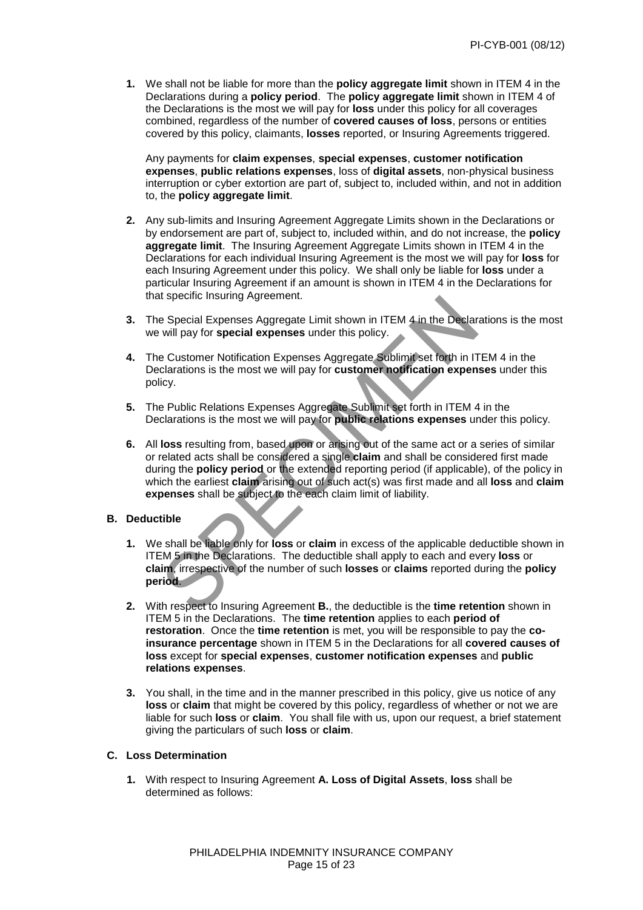1. We shall not be liable for more than the **policy aggregate limit** shown in ITEM 4 in the Declarations during a **policy period**. The **policy aggregate limit** shown in ITEM 4 of the Declarations is the most we will pay for **loss** under this policy for all coverages combined, regardless of the number of **covered causes of loss**, persons or entities covered by this policy, claimants, **losses** reported, or Insuring Agreements triggered.

   Any payments for **claim expenses**, **special expenses**, **customer notification expenses**, **public relations expenses**, loss of **digital assets**, non-physical business interruption or cyber extortion are part of, subject to, included within, and not in addition to, the **policy aggregate limit**.

2. Any sub-limits and Insuring Agreement Aggregate Limits shown in the Declarations or by endorsement are part of, subject to, included within, and do not increase, the **policy aggregate limit**. The Insuring Agreement Aggregate Limits shown in ITEM 4 in the Declarations for each individual Insuring Agreement is the most we will pay for **loss** for each Insuring Agreement under this policy. We shall only be liable for **loss** under a particular Insuring Agreement if an amount is shown in ITEM 4 in the Declarations for that specific Insuring Agreement.

3. The Special Expenses Aggregate Limit shown in ITEM 4 in the Declarations is the most we will pay for **special expenses** under this policy.

4. The Customer Notification Expenses Aggregate Sublimit set forth in ITEM 4 in the Declarations is the most we will pay for **customer notification expenses** under this policy.

5. The Public Relations Expenses Aggregate Sublimit set forth in ITEM 4 in the Declarations is the most we will pay for **public relations expenses** under this policy.

6. All **loss** resulting from, based upon or arising out of the same act or a series of similar or related acts shall be considered a single **claim** and shall be considered first made during the **policy period** or the extended reporting period (if applicable), of the policy in which the earliest **claim** arising out of such act(s) was first made and all **loss** and **claim expenses** shall be subject to the each claim limit of liability.

**B. Deductible**

1. We shall be liable only for **loss** or **claim** in excess of the applicable deductible shown in ITEM 5 in the Declarations. The deductible shall apply to each and every **loss** or **claim**, irrespective of the number of such **losses** or **claims** reported during the **policy period**.

2. With respect to Insuring Agreement **B.**, the deductible is the **time retention** shown in ITEM 5 in the Declarations. The **time retention** applies to each **period of restoration**. Once the **time retention** is met, you will be responsible to pay the **co-insurance percentage** shown in ITEM 5 in the Declarations for all **covered causes of loss** except for **special expenses**, **customer notification expenses** and **public relations expenses**.

3. You shall, in the time and in the manner prescribed in this policy, give us notice of any **loss** or **claim** that might be covered by this policy, regardless of whether or not we are liable for such **loss** or **claim**. You shall file with us, upon our request, a brief statement giving the particulars of such **loss** or **claim**.

**C. Loss Determination**

1. With respect to Insuring Agreement **A. Loss of Digital Assets**, **loss** shall be determined as follows: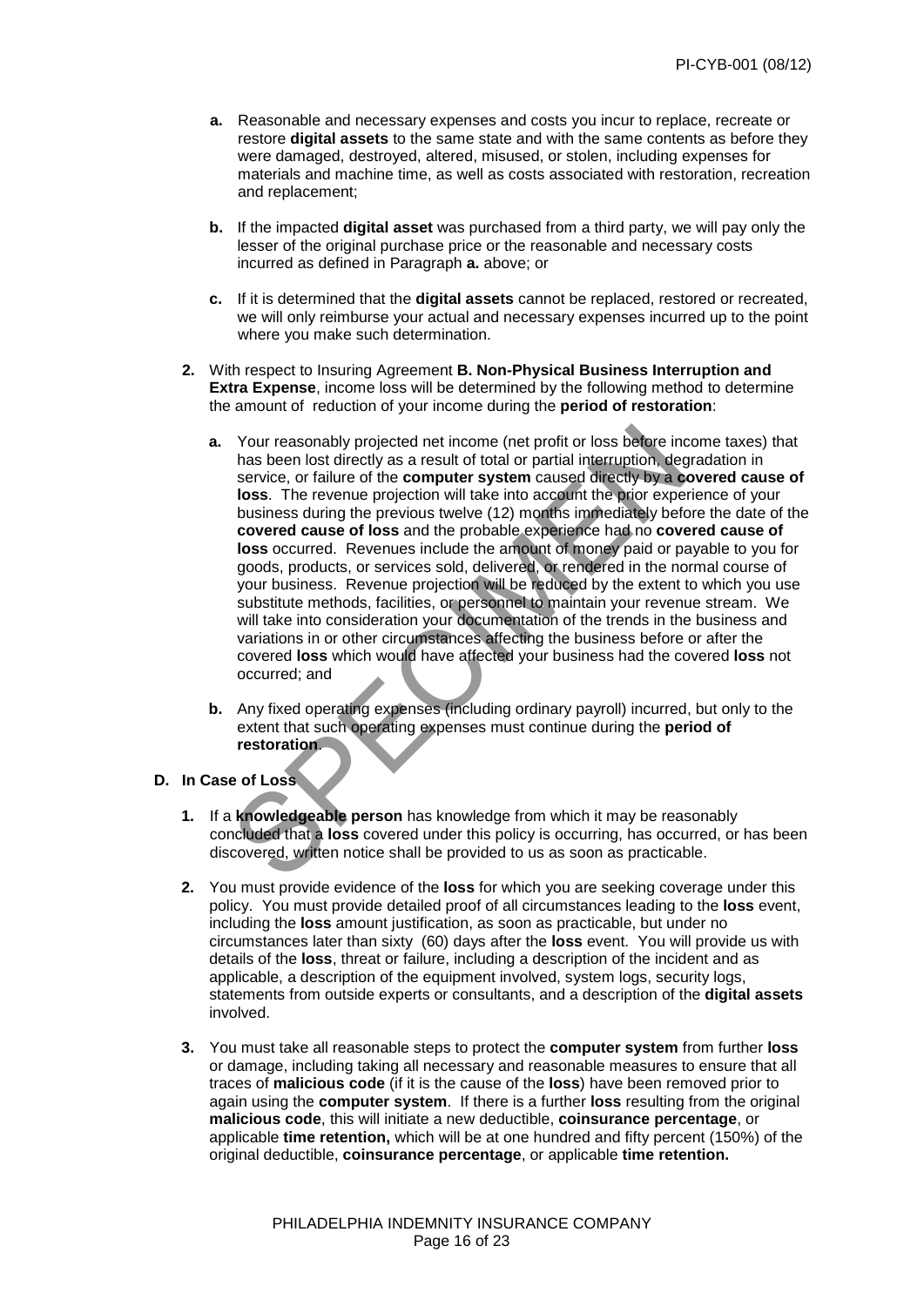**a.** Reasonable and necessary expenses and costs you incur to replace, recreate or restore **digital assets** to the same state and with the same contents as before they were damaged, destroyed, altered, misused, or stolen, including expenses for materials and machine time, as well as costs associated with restoration, recreation and replacement;

**b.** If the impacted **digital asset** was purchased from a third party, we will pay only the lesser of the original purchase price or the reasonable and necessary costs incurred as defined in Paragraph **a.** above; or

**c.** If it is determined that the **digital assets** cannot be replaced, restored or recreated, we will only reimburse your actual and necessary expenses incurred up to the point where you make such determination.

**2.** With respect to Insuring Agreement **B. Non-Physical Business Interruption and Extra Expense**, income loss will be determined by the following method to determine the amount of reduction of your income during the **period of restoration**:

**a.** Your reasonably projected net income (net profit or loss before income taxes) that has been lost directly as a result of total or partial interruption, degradation in service, or failure of the **computer system** caused directly by a **covered cause of loss**. The revenue projection will take into account the prior experience of your business during the previous twelve (12) months immediately before the date of the **covered cause of loss** and the probable experience had no **covered cause of loss** occurred. Revenues include the amount of money paid or payable to you for goods, products, or services sold, delivered, or rendered in the normal course of your business. Revenue projection will be reduced by the extent to which you use substitute methods, facilities, or personnel to maintain your revenue stream. We will take into consideration your documentation of the trends in the business and variations in or other circumstances affecting the business before or after the covered **loss** which would have affected your business had the covered **loss** not occurred; and

**b.** Any fixed operating expenses (including ordinary payroll) incurred, but only to the extent that such operating expenses must continue during the **period of restoration**.

## D. In Case of Loss

**1.** If a **knowledgeable person** has knowledge from which it may be reasonably concluded that a **loss** covered under this policy is occurring, has occurred, or has been discovered, written notice shall be provided to us as soon as practicable.

**2.** You must provide evidence of the **loss** for which you are seeking coverage under this policy. You must provide detailed proof of all circumstances leading to the **loss** event, including the **loss** amount justification, as soon as practicable, but under no circumstances later than sixty (60) days after the **loss** event. You will provide us with details of the **loss**, threat or failure, including a description of the incident and as applicable, a description of the equipment involved, system logs, security logs, statements from outside experts or consultants, and a description of the **digital assets** involved.

**3.** You must take all reasonable steps to protect the **computer system** from further **loss** or damage, including taking all necessary and reasonable measures to ensure that all traces of **malicious code** (if it is the cause of the **loss**) have been removed prior to again using the **computer system**. If there is a further **loss** resulting from the original **malicious code**, this will initiate a new deductible, **coinsurance percentage**, or applicable **time retention,** which will be at one hundred and fifty percent (150%) of the original deductible, **coinsurance percentage**, or applicable **time retention.**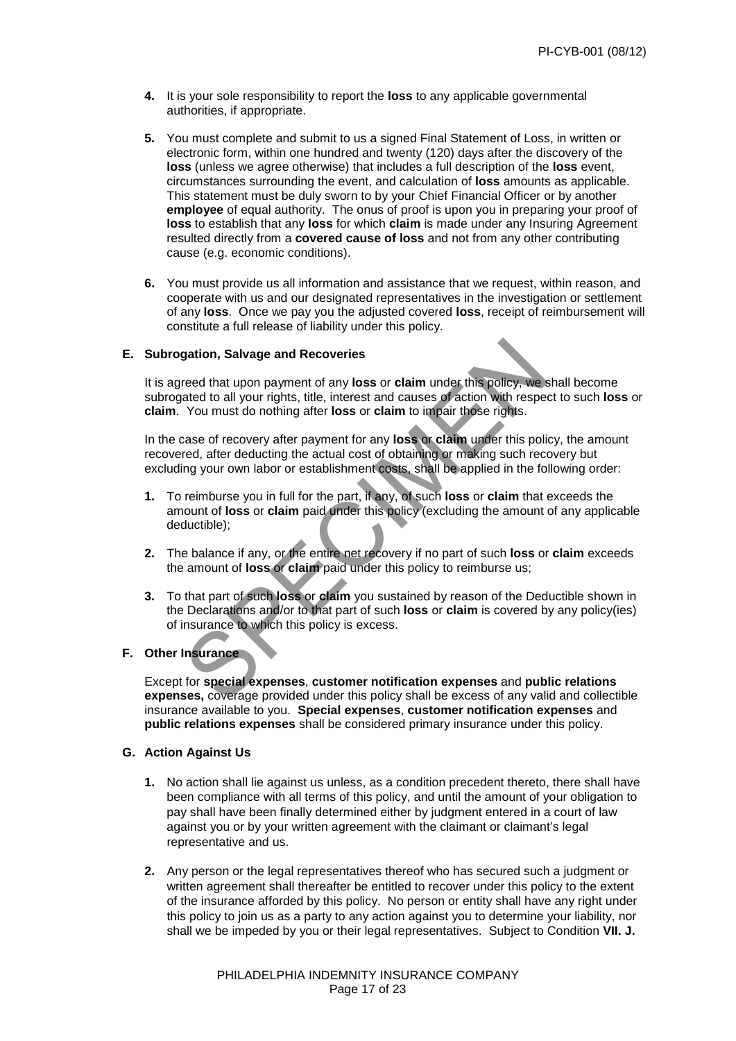**4.** It is your sole responsibility to report the **loss** to any applicable governmental authorities, if appropriate.

**5.** You must complete and submit to us a signed Final Statement of Loss, in written or electronic form, within one hundred and twenty (120) days after the discovery of the **loss** (unless we agree otherwise) that includes a full description of the **loss** event, circumstances surrounding the event, and calculation of **loss** amounts as applicable. This statement must be duly sworn to by your Chief Financial Officer or by another **employee** of equal authority. The onus of proof is upon you in preparing your proof of **loss** to establish that any **loss** for which **claim** is made under any Insuring Agreement resulted directly from a **covered cause of loss** and not from any other contributing cause (e.g. economic conditions).

**6.** You must provide us all information and assistance that we request, within reason, and cooperate with us and our designated representatives in the investigation or settlement of any **loss**. Once we pay you the adjusted covered **loss**, receipt of reimbursement will constitute a full release of liability under this policy.

**E. Subrogation, Salvage and Recoveries**

It is agreed that upon payment of any **loss** or **claim** under this policy, we shall become subrogated to all your rights, title, interest and causes of action with respect to such **loss** or **claim**. You must do nothing after **loss** or **claim** to impair those rights.

In the case of recovery after payment for any **loss** or **claim** under this policy, the amount recovered, after deducting the actual cost of obtaining or making such recovery but excluding your own labor or establishment costs, shall be applied in the following order:

**1.** To reimburse you in full for the part, if any, of such **loss** or **claim** that exceeds the amount of **loss** or **claim** paid under this policy (excluding the amount of any applicable deductible);

**2.** The balance if any, or the entire net recovery if no part of such **loss** or **claim** exceeds the amount of **loss** or **claim** paid under this policy to reimburse us;

**3.** To that part of such **loss** or **claim** you sustained by reason of the Deductible shown in the Declarations and/or to that part of such **loss** or **claim** is covered by any policy(ies) of insurance to which this policy is excess.

**F. Other Insurance**

Except for **special expenses**, **customer notification expenses** and **public relations expenses,** coverage provided under this policy shall be excess of any valid and collectible insurance available to you. **Special expenses**, **customer notification expenses** and **public relations expenses** shall be considered primary insurance under this policy.

**G. Action Against Us**

**1.** No action shall lie against us unless, as a condition precedent thereto, there shall have been compliance with all terms of this policy, and until the amount of your obligation to pay shall have been finally determined either by judgment entered in a court of law against you or by your written agreement with the claimant or claimant's legal representative and us.

**2.** Any person or the legal representatives thereof who has secured such a judgment or written agreement shall thereafter be entitled to recover under this policy to the extent of the insurance afforded by this policy. No person or entity shall have any right under this policy to join us as a party to any action against you to determine your liability, nor shall we be impeded by you or their legal representatives. Subject to Condition **VII. J.**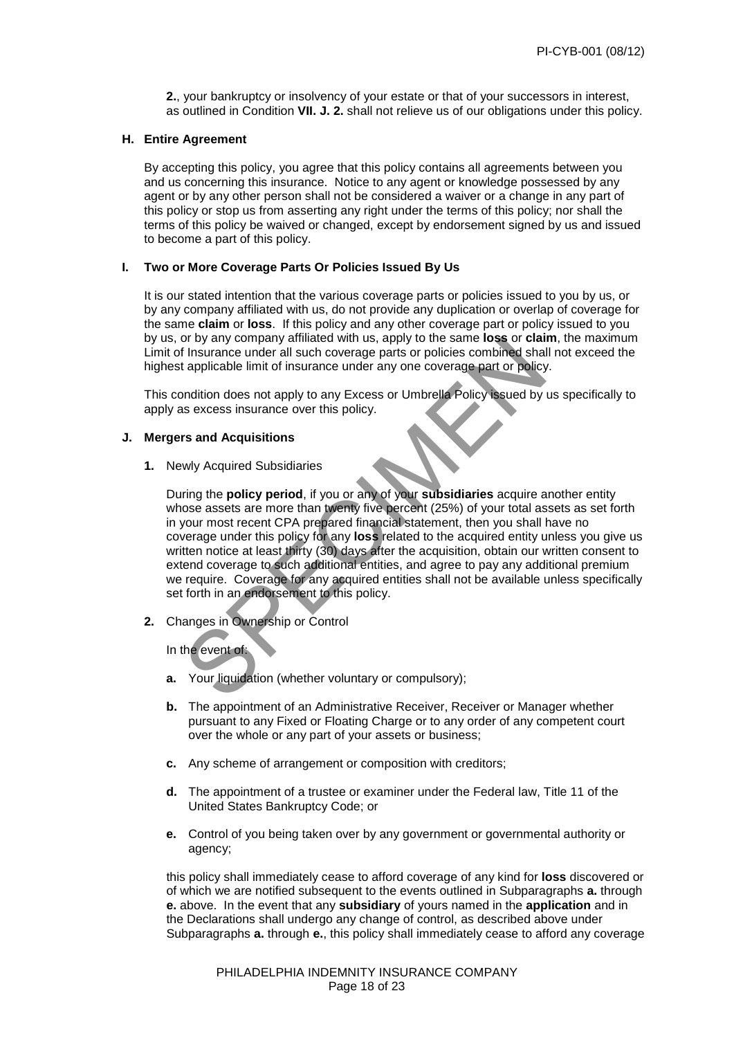**2.**, your bankruptcy or insolvency of your estate or that of your successors in interest, as outlined in Condition **VII. J. 2.** shall not relieve us of our obligations under this policy.

**H. Entire Agreement**

By accepting this policy, you agree that this policy contains all agreements between you and us concerning this insurance. Notice to any agent or knowledge possessed by any agent or by any other person shall not be considered a waiver or a change in any part of this policy or stop us from asserting any right under the terms of this policy; nor shall the terms of this policy be waived or changed, except by endorsement signed by us and issued to become a part of this policy.

**I. Two or More Coverage Parts Or Policies Issued By Us**

It is our stated intention that the various coverage parts or policies issued to you by us, or by any company affiliated with us, do not provide any duplication or overlap of coverage for the same **claim** or **loss**. If this policy and any other coverage part or policy issued to you by us, or by any company affiliated with us, apply to the same **loss** or **claim**, the maximum Limit of Insurance under all such coverage parts or policies combined shall not exceed the highest applicable limit of insurance under any one coverage part or policy.

This condition does not apply to any Excess or Umbrella Policy issued by us specifically to apply as excess insurance over this policy.

**J. Mergers and Acquisitions**

**1.** Newly Acquired Subsidiaries

During the **policy period**, if you or any of your **subsidiaries** acquire another entity whose assets are more than twenty five percent (25%) of your total assets as set forth in your most recent CPA prepared financial statement, then you shall have no coverage under this policy for any **loss** related to the acquired entity unless you give us written notice at least thirty (30) days after the acquisition, obtain our written consent to extend coverage to such additional entities, and agree to pay any additional premium we require. Coverage for any acquired entities shall not be available unless specifically set forth in an endorsement to this policy.

**2.** Changes in Ownership or Control

In the event of:

**a.** Your liquidation (whether voluntary or compulsory);

**b.** The appointment of an Administrative Receiver, Receiver or Manager whether pursuant to any Fixed or Floating Charge or to any order of any competent court over the whole or any part of your assets or business;

**c.** Any scheme of arrangement or composition with creditors;

**d.** The appointment of a trustee or examiner under the Federal law, Title 11 of the United States Bankruptcy Code; or

**e.** Control of you being taken over by any government or governmental authority or agency;

this policy shall immediately cease to afford coverage of any kind for **loss** discovered or of which we are notified subsequent to the events outlined in Subparagraphs **a.** through **e.** above. In the event that any **subsidiary** of yours named in the **application** and in the Declarations shall undergo any change of control, as described above under Subparagraphs **a.** through **e.**, this policy shall immediately cease to afford any coverage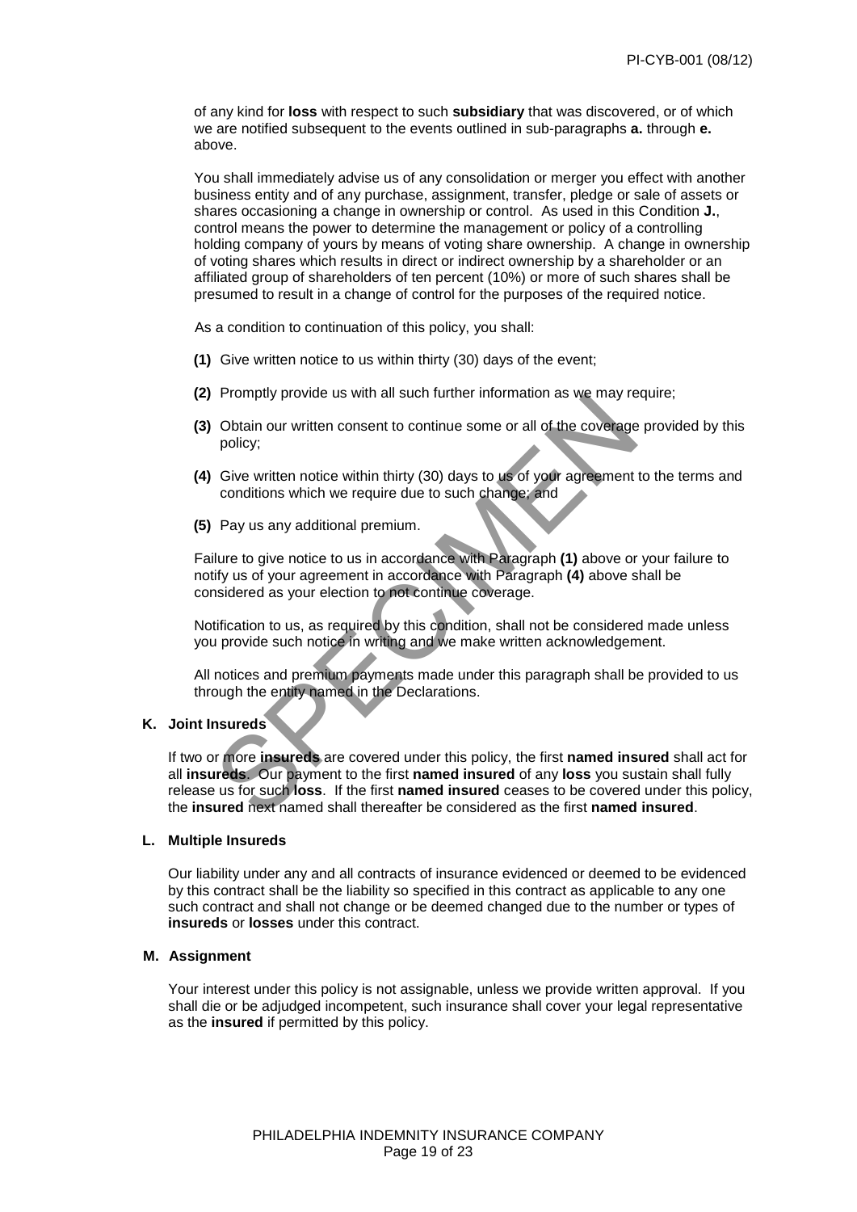of any kind for **loss** with respect to such **subsidiary** that was discovered, or of which we are notified subsequent to the events outlined in sub-paragraphs **a.** through **e.** above.

You shall immediately advise us of any consolidation or merger you effect with another business entity and of any purchase, assignment, transfer, pledge or sale of assets or shares occasioning a change in ownership or control. As used in this Condition **J.**, control means the power to determine the management or policy of a controlling holding company of yours by means of voting share ownership. A change in ownership of voting shares which results in direct or indirect ownership by a shareholder or an affiliated group of shareholders of ten percent (10%) or more of such shares shall be presumed to result in a change of control for the purposes of the required notice.

As a condition to continuation of this policy, you shall:

**(1)** Give written notice to us within thirty (30) days of the event;

**(2)** Promptly provide us with all such further information as we may require;

**(3)** Obtain our written consent to continue some or all of the coverage provided by this policy;

**(4)** Give written notice within thirty (30) days to us of your agreement to the terms and conditions which we require due to such change; and

**(5)** Pay us any additional premium.

Failure to give notice to us in accordance with Paragraph **(1)** above or your failure to notify us of your agreement in accordance with Paragraph **(4)** above shall be considered as your election to not continue coverage.

Notification to us, as required by this condition, shall not be considered made unless you provide such notice in writing and we make written acknowledgement.

All notices and premium payments made under this paragraph shall be provided to us through the entity named in the Declarations.

**K. Joint Insureds**

If two or more **insureds** are covered under this policy, the first **named insured** shall act for all **insureds**. Our payment to the first **named insured** of any **loss** you sustain shall fully release us for such **loss**. If the first **named insured** ceases to be covered under this policy, the **insured** next named shall thereafter be considered as the first **named insured**.

**L. Multiple Insureds**

Our liability under any and all contracts of insurance evidenced or deemed to be evidenced by this contract shall be the liability so specified in this contract as applicable to any one such contract and shall not change or be deemed changed due to the number or types of **insureds** or **losses** under this contract.

**M. Assignment**

Your interest under this policy is not assignable, unless we provide written approval. If you shall die or be adjudged incompetent, such insurance shall cover your legal representative as the **insured** if permitted by this policy.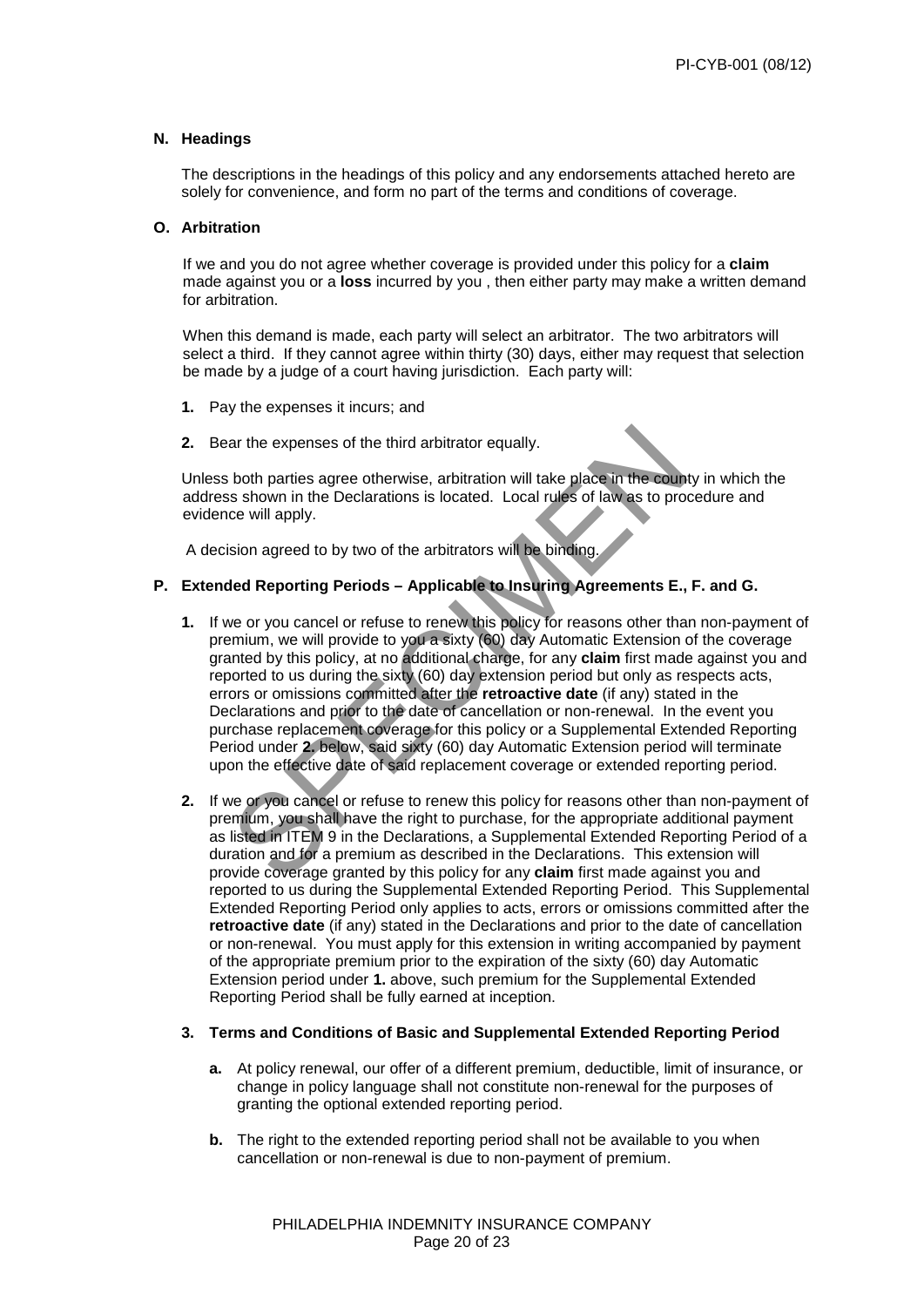**N. Headings**

The descriptions in the headings of this policy and any endorsements attached hereto are solely for convenience, and form no part of the terms and conditions of coverage.

**O. Arbitration**

If we and you do not agree whether coverage is provided under this policy for a **claim** made against you or a **loss** incurred by you , then either party may make a written demand for arbitration.

When this demand is made, each party will select an arbitrator. The two arbitrators will select a third. If they cannot agree within thirty (30) days, either may request that selection be made by a judge of a court having jurisdiction. Each party will:

1. Pay the expenses it incurs; and
2. Bear the expenses of the third arbitrator equally.

Unless both parties agree otherwise, arbitration will take place in the county in which the address shown in the Declarations is located. Local rules of law as to procedure and evidence will apply.

A decision agreed to by two of the arbitrators will be binding.

**P. Extended Reporting Periods – Applicable to Insuring Agreements E., F. and G.**

1. If we or you cancel or refuse to renew this policy for reasons other than non-payment of premium, we will provide to you a sixty (60) day Automatic Extension of the coverage granted by this policy, at no additional charge, for any **claim** first made against you and reported to us during the sixty (60) day extension period but only as respects acts, errors or omissions committed after the **retroactive date** (if any) stated in the Declarations and prior to the date of cancellation or non-renewal. In the event you purchase replacement coverage for this policy or a Supplemental Extended Reporting Period under **2.** below, said sixty (60) day Automatic Extension period will terminate upon the effective date of said replacement coverage or extended reporting period.

2. If we or you cancel or refuse to renew this policy for reasons other than non-payment of premium, you shall have the right to purchase, for the appropriate additional payment as listed in ITEM 9 in the Declarations, a Supplemental Extended Reporting Period of a duration and for a premium as described in the Declarations. This extension will provide coverage granted by this policy for any **claim** first made against you and reported to us during the Supplemental Extended Reporting Period. This Supplemental Extended Reporting Period only applies to acts, errors or omissions committed after the **retroactive date** (if any) stated in the Declarations and prior to the date of cancellation or non-renewal. You must apply for this extension in writing accompanied by payment of the appropriate premium prior to the expiration of the sixty (60) day Automatic Extension period under **1.** above, such premium for the Supplemental Extended Reporting Period shall be fully earned at inception.

3. **Terms and Conditions of Basic and Supplemental Extended Reporting Period**

   a. At policy renewal, our offer of a different premium, deductible, limit of insurance, or change in policy language shall not constitute non-renewal for the purposes of granting the optional extended reporting period.

   b. The right to the extended reporting period shall not be available to you when cancellation or non-renewal is due to non-payment of premium.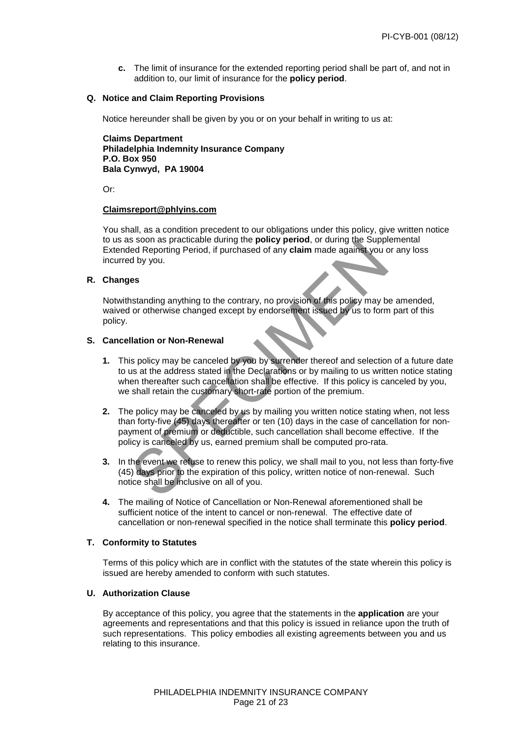**c.** The limit of insurance for the extended reporting period shall be part of, and not in addition to, our limit of insurance for the **policy period**.

### Q. Notice and Claim Reporting Provisions

Notice hereunder shall be given by you or on your behalf in writing to us at:

**Claims Department**
**Philadelphia Indemnity Insurance Company**
**P.O. Box 950**
**Bala Cynwyd, PA 19004**

Or:

**Claimsreport@phlyins.com**

You shall, as a condition precedent to our obligations under this policy, give written notice to us as soon as practicable during the **policy period**, or during the Supplemental Extended Reporting Period, if purchased of any **claim** made against you or any loss incurred by you.

### R. Changes

Notwithstanding anything to the contrary, no provision of this policy may be amended, waived or otherwise changed except by endorsement issued by us to form part of this policy.

### S. Cancellation or Non-Renewal

1. This policy may be canceled by you by surrender thereof and selection of a future date to us at the address stated in the Declarations or by mailing to us written notice stating when thereafter such cancellation shall be effective. If this policy is canceled by you, we shall retain the customary short-rate portion of the premium.

2. The policy may be canceled by us by mailing you written notice stating when, not less than forty-five (45) days thereafter or ten (10) days in the case of cancellation for non-payment of premium or deductible, such cancellation shall become effective. If the policy is canceled by us, earned premium shall be computed pro-rata.

3. In the event we refuse to renew this policy, we shall mail to you, not less than forty-five (45) days prior to the expiration of this policy, written notice of non-renewal. Such notice shall be inclusive on all of you.

4. The mailing of Notice of Cancellation or Non-Renewal aforementioned shall be sufficient notice of the intent to cancel or non-renewal. The effective date of cancellation or non-renewal specified in the notice shall terminate this **policy period**.

### T. Conformity to Statutes

Terms of this policy which are in conflict with the statutes of the state wherein this policy is issued are hereby amended to conform with such statutes.

### U. Authorization Clause

By acceptance of this policy, you agree that the statements in the **application** are your agreements and representations and that this policy is issued in reliance upon the truth of such representations. This policy embodies all existing agreements between you and us relating to this insurance.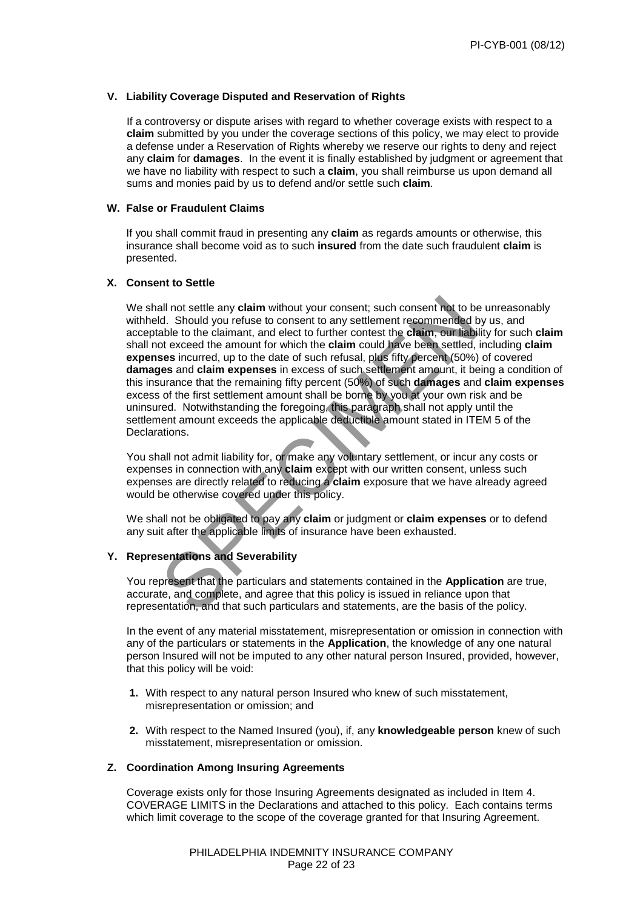### V. Liability Coverage Disputed and Reservation of Rights

If a controversy or dispute arises with regard to whether coverage exists with respect to a **claim** submitted by you under the coverage sections of this policy, we may elect to provide a defense under a Reservation of Rights whereby we reserve our rights to deny and reject any **claim** for **damages**. In the event it is finally established by judgment or agreement that we have no liability with respect to such a **claim**, you shall reimburse us upon demand all sums and monies paid by us to defend and/or settle such **claim**.

### W. False or Fraudulent Claims

If you shall commit fraud in presenting any **claim** as regards amounts or otherwise, this insurance shall become void as to such **insured** from the date such fraudulent **claim** is presented.

### X. Consent to Settle

We shall not settle any **claim** without your consent; such consent not to be unreasonably withheld. Should you refuse to consent to any settlement recommended by us, and acceptable to the claimant, and elect to further contest the **claim**, our liability for such **claim** shall not exceed the amount for which the **claim** could have been settled, including **claim expenses** incurred, up to the date of such refusal, plus fifty percent (50%) of covered **damages** and **claim expenses** in excess of such settlement amount, it being a condition of this insurance that the remaining fifty percent (50%) of such **damages** and **claim expenses** excess of the first settlement amount shall be borne by you at your own risk and be uninsured. Notwithstanding the foregoing, this paragraph shall not apply until the settlement amount exceeds the applicable deductible amount stated in ITEM 5 of the Declarations.

You shall not admit liability for, or make any voluntary settlement, or incur any costs or expenses in connection with any **claim** except with our written consent, unless such expenses are directly related to reducing a **claim** exposure that we have already agreed would be otherwise covered under this policy.

We shall not be obligated to pay any **claim** or judgment or **claim expenses** or to defend any suit after the applicable limits of insurance have been exhausted.

### Y. Representations and Severability

You represent that the particulars and statements contained in the **Application** are true, accurate, and complete, and agree that this policy is issued in reliance upon that representation, and that such particulars and statements, are the basis of the policy.

In the event of any material misstatement, misrepresentation or omission in connection with any of the particulars or statements in the **Application**, the knowledge of any one natural person Insured will not be imputed to any other natural person Insured, provided, however, that this policy will be void:

1. With respect to any natural person Insured who knew of such misstatement, misrepresentation or omission; and
2. With respect to the Named Insured (you), if, any **knowledgeable person** knew of such misstatement, misrepresentation or omission.

### Z. Coordination Among Insuring Agreements

Coverage exists only for those Insuring Agreements designated as included in Item 4. COVERAGE LIMITS in the Declarations and attached to this policy. Each contains terms which limit coverage to the scope of the coverage granted for that Insuring Agreement.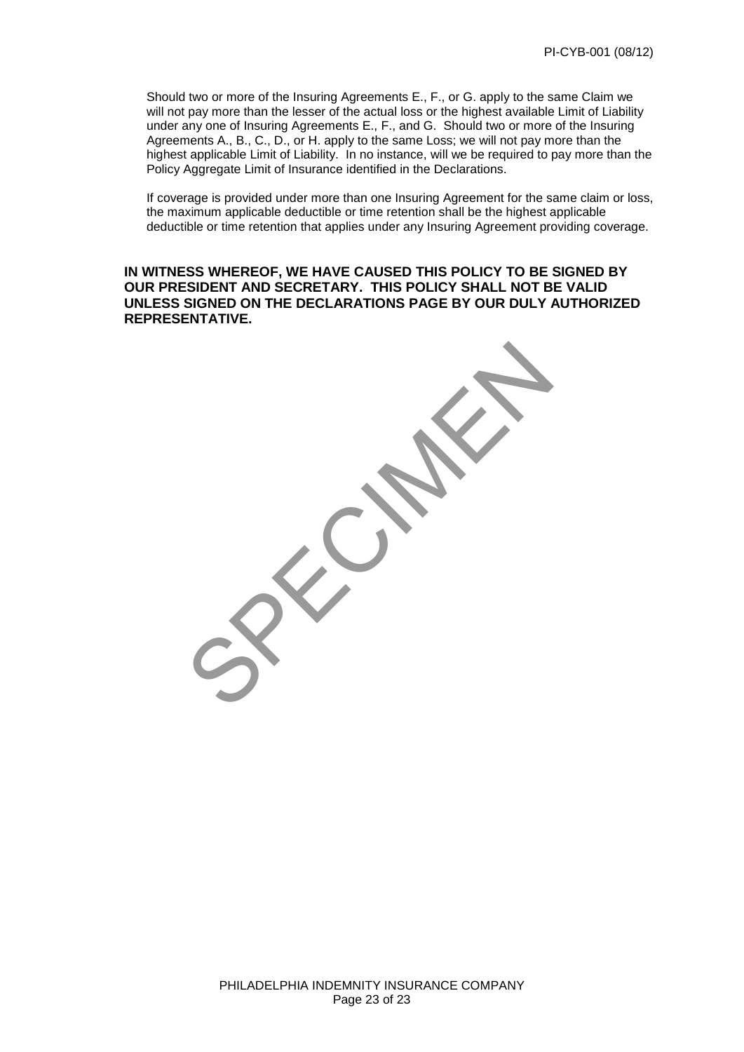Should two or more of the Insuring Agreements E., F., or G. apply to the same Claim we will not pay more than the lesser of the actual loss or the highest available Limit of Liability under any one of Insuring Agreements E., F., and G. Should two or more of the Insuring Agreements A., B., C., D., or H. apply to the same Loss; we will not pay more than the highest applicable Limit of Liability. In no instance, will we be required to pay more than the Policy Aggregate Limit of Insurance identified in the Declarations.

If coverage is provided under more than one Insuring Agreement for the same claim or loss, the maximum applicable deductible or time retention shall be the highest applicable deductible or time retention that applies under any Insuring Agreement providing coverage.

**IN WITNESS WHEREOF, WE HAVE CAUSED THIS POLICY TO BE SIGNED BY OUR PRESIDENT AND SECRETARY. THIS POLICY SHALL NOT BE VALID UNLESS SIGNED ON THE DECLARATIONS PAGE BY OUR DULY AUTHORIZED REPRESENTATIVE.**